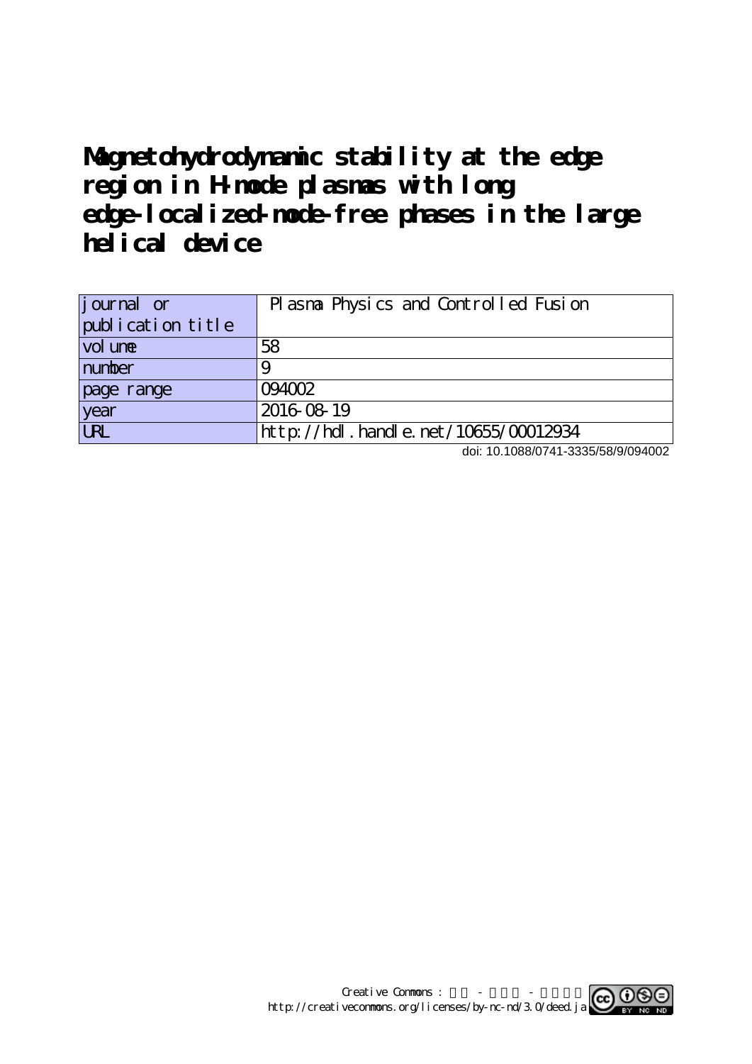# Magnetohydrodynamic stability at the edge region in H-mode plasmas with long edge-localized-mode-free phases in the large helical device

| journal or publication title | Plasma Physics and Controlled Fusion |
|---|---|
| volume | 58 |
| number | 9 |
| page range | 094002 |
| year | 2016-08-19 |
| URL | http://hdl.handle.net/10655/00012934 |

doi: 10.1088/0741-3335/58/9/094002

Creative Commons : 表示 - 非営利 - 改変禁止
http://creativecommons.org/licenses/by-nc-nd/3.0/deed.ja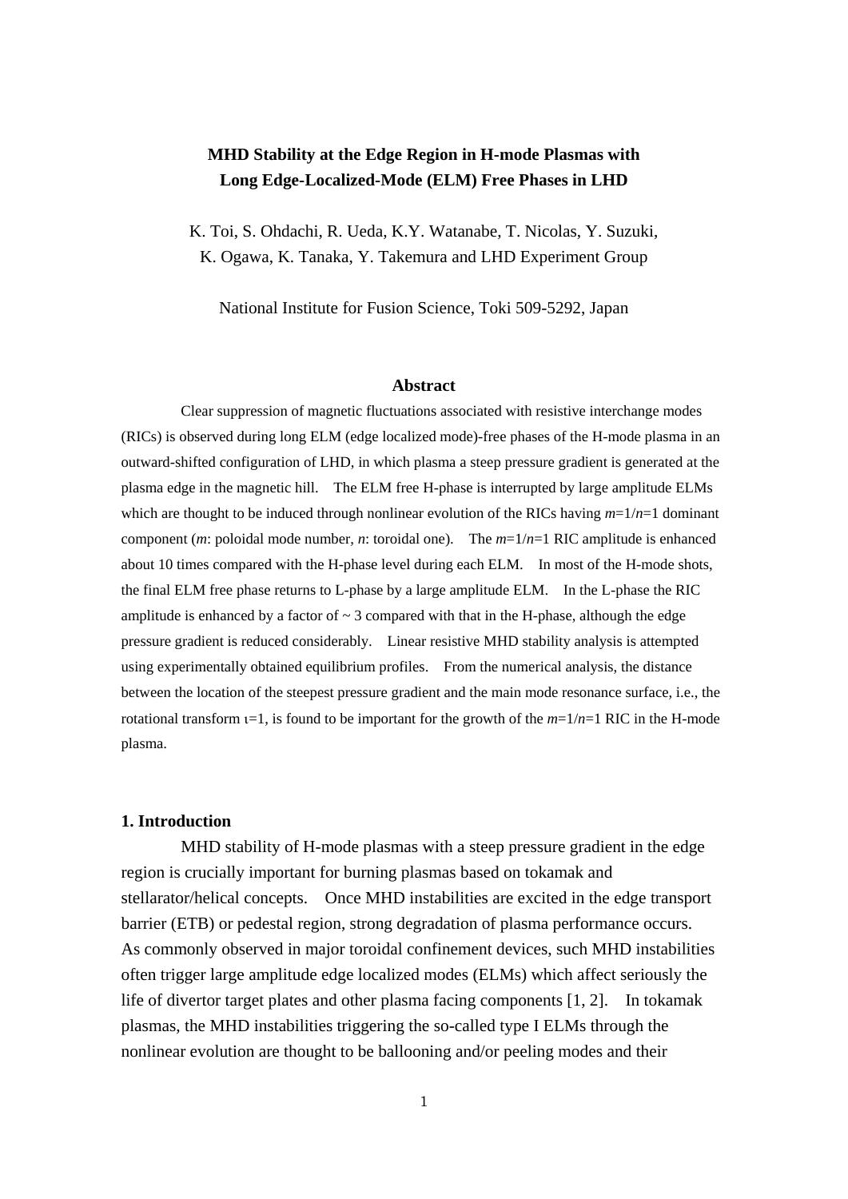# MHD Stability at the Edge Region in H-mode Plasmas with Long Edge-Localized-Mode (ELM) Free Phases in LHD

K. Toi, S. Ohdachi, R. Ueda, K.Y. Watanabe, T. Nicolas, Y. Suzuki, K. Ogawa, K. Tanaka, Y. Takemura and LHD Experiment Group

National Institute for Fusion Science, Toki 509-5292, Japan

## Abstract

Clear suppression of magnetic fluctuations associated with resistive interchange modes (RICs) is observed during long ELM (edge localized mode)-free phases of the H-mode plasma in an outward-shifted configuration of LHD, in which plasma a steep pressure gradient is generated at the plasma edge in the magnetic hill. The ELM free H-phase is interrupted by large amplitude ELMs which are thought to be induced through nonlinear evolution of the RICs having $m$=1/$n$=1 dominant component ($m$: poloidal mode number, $n$: toroidal one). The $m$=1/$n$=1 RIC amplitude is enhanced about 10 times compared with the H-phase level during each ELM. In most of the H-mode shots, the final ELM free phase returns to L-phase by a large amplitude ELM. In the L-phase the RIC amplitude is enhanced by a factor of ~ 3 compared with that in the H-phase, although the edge pressure gradient is reduced considerably. Linear resistive MHD stability analysis is attempted using experimentally obtained equilibrium profiles. From the numerical analysis, the distance between the location of the steepest pressure gradient and the main mode resonance surface, i.e., the rotational transform ι=1, is found to be important for the growth of the $m$=1/$n$=1 RIC in the H-mode plasma.

## 1. Introduction

MHD stability of H-mode plasmas with a steep pressure gradient in the edge region is crucially important for burning plasmas based on tokamak and stellarator/helical concepts. Once MHD instabilities are excited in the edge transport barrier (ETB) or pedestal region, strong degradation of plasma performance occurs. As commonly observed in major toroidal confinement devices, such MHD instabilities often trigger large amplitude edge localized modes (ELMs) which affect seriously the life of divertor target plates and other plasma facing components [1, 2]. In tokamak plasmas, the MHD instabilities triggering the so-called type I ELMs through the nonlinear evolution are thought to be ballooning and/or peeling modes and their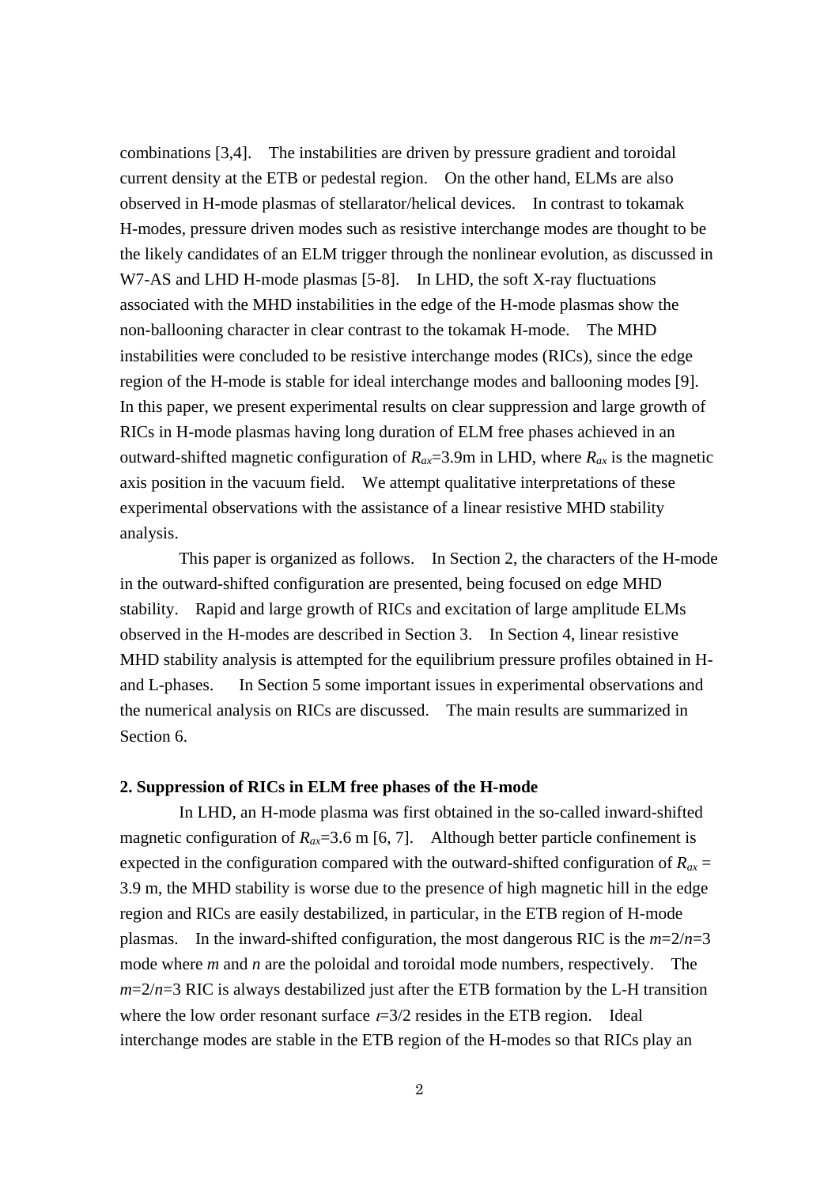combinations [3,4]. The instabilities are driven by pressure gradient and toroidal current density at the ETB or pedestal region. On the other hand, ELMs are also observed in H-mode plasmas of stellarator/helical devices. In contrast to tokamak H-modes, pressure driven modes such as resistive interchange modes are thought to be the likely candidates of an ELM trigger through the nonlinear evolution, as discussed in W7-AS and LHD H-mode plasmas [5-8]. In LHD, the soft X-ray fluctuations associated with the MHD instabilities in the edge of the H-mode plasmas show the non-ballooning character in clear contrast to the tokamak H-mode. The MHD instabilities were concluded to be resistive interchange modes (RICs), since the edge region of the H-mode is stable for ideal interchange modes and ballooning modes [9]. In this paper, we present experimental results on clear suppression and large growth of RICs in H-mode plasmas having long duration of ELM free phases achieved in an outward-shifted magnetic configuration of $R_{ax}$=3.9m in LHD, where $R_{ax}$ is the magnetic axis position in the vacuum field. We attempt qualitative interpretations of these experimental observations with the assistance of a linear resistive MHD stability analysis.

This paper is organized as follows. In Section 2, the characters of the H-mode in the outward-shifted configuration are presented, being focused on edge MHD stability. Rapid and large growth of RICs and excitation of large amplitude ELMs observed in the H-modes are described in Section 3. In Section 4, linear resistive MHD stability analysis is attempted for the equilibrium pressure profiles obtained in H- and L-phases. In Section 5 some important issues in experimental observations and the numerical analysis on RICs are discussed. The main results are summarized in Section 6.

## 2. Suppression of RICs in ELM free phases of the H-mode

In LHD, an H-mode plasma was first obtained in the so-called inward-shifted magnetic configuration of $R_{ax}$=3.6 m [6, 7]. Although better particle confinement is expected in the configuration compared with the outward-shifted configuration of $R_{ax}$ = 3.9 m, the MHD stability is worse due to the presence of high magnetic hill in the edge region and RICs are easily destabilized, in particular, in the ETB region of H-mode plasmas. In the inward-shifted configuration, the most dangerous RIC is the $m$=2/$n$=3 mode where $m$ and $n$ are the poloidal and toroidal mode numbers, respectively. The $m$=2/$n$=3 RIC is always destabilized just after the ETB formation by the L-H transition where the low order resonant surface $\iota$=3/2 resides in the ETB region. Ideal interchange modes are stable in the ETB region of the H-modes so that RICs play an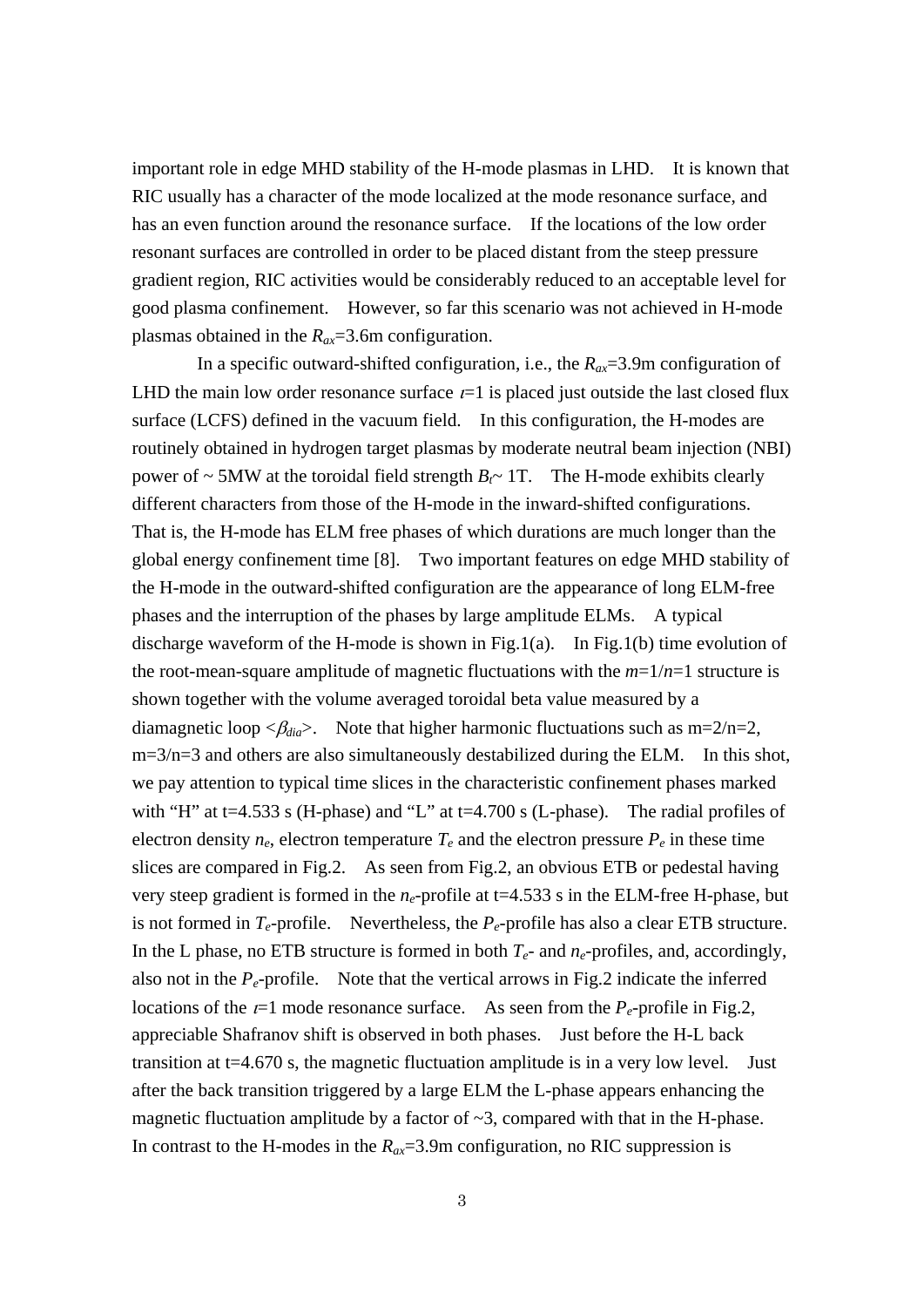important role in edge MHD stability of the H-mode plasmas in LHD. It is known that RIC usually has a character of the mode localized at the mode resonance surface, and has an even function around the resonance surface. If the locations of the low order resonant surfaces are controlled in order to be placed distant from the steep pressure gradient region, RIC activities would be considerably reduced to an acceptable level for good plasma confinement. However, so far this scenario was not achieved in H-mode plasmas obtained in the $R_{ax}$=3.6m configuration.

In a specific outward-shifted configuration, i.e., the $R_{ax}$=3.9m configuration of LHD the main low order resonance surface $\iota$=1 is placed just outside the last closed flux surface (LCFS) defined in the vacuum field. In this configuration, the H-modes are routinely obtained in hydrogen target plasmas by moderate neutral beam injection (NBI) power of ~ 5MW at the toroidal field strength $B_t$~ 1T. The H-mode exhibits clearly different characters from those of the H-mode in the inward-shifted configurations. That is, the H-mode has ELM free phases of which durations are much longer than the global energy confinement time [8]. Two important features on edge MHD stability of the H-mode in the outward-shifted configuration are the appearance of long ELM-free phases and the interruption of the phases by large amplitude ELMs. A typical discharge waveform of the H-mode is shown in Fig.1(a). In Fig.1(b) time evolution of the root-mean-square amplitude of magnetic fluctuations with the $m$=1/$n$=1 structure is shown together with the volume averaged toroidal beta value measured by a diamagnetic loop $<\beta_{dia}>$. Note that higher harmonic fluctuations such as m=2/n=2, m=3/n=3 and others are also simultaneously destabilized during the ELM. In this shot, we pay attention to typical time slices in the characteristic confinement phases marked with "H" at t=4.533 s (H-phase) and "L" at t=4.700 s (L-phase). The radial profiles of electron density $n_e$, electron temperature $T_e$ and the electron pressure $P_e$ in these time slices are compared in Fig.2. As seen from Fig.2, an obvious ETB or pedestal having very steep gradient is formed in the $n_e$-profile at t=4.533 s in the ELM-free H-phase, but is not formed in $T_e$-profile. Nevertheless, the $P_e$-profile has also a clear ETB structure. In the L phase, no ETB structure is formed in both $T_e$- and $n_e$-profiles, and, accordingly, also not in the $P_e$-profile. Note that the vertical arrows in Fig.2 indicate the inferred locations of the $\iota$=1 mode resonance surface. As seen from the $P_e$-profile in Fig.2, appreciable Shafranov shift is observed in both phases. Just before the H-L back transition at t=4.670 s, the magnetic fluctuation amplitude is in a very low level. Just after the back transition triggered by a large ELM the L-phase appears enhancing the magnetic fluctuation amplitude by a factor of ~3, compared with that in the H-phase. In contrast to the H-modes in the $R_{ax}$=3.9m configuration, no RIC suppression is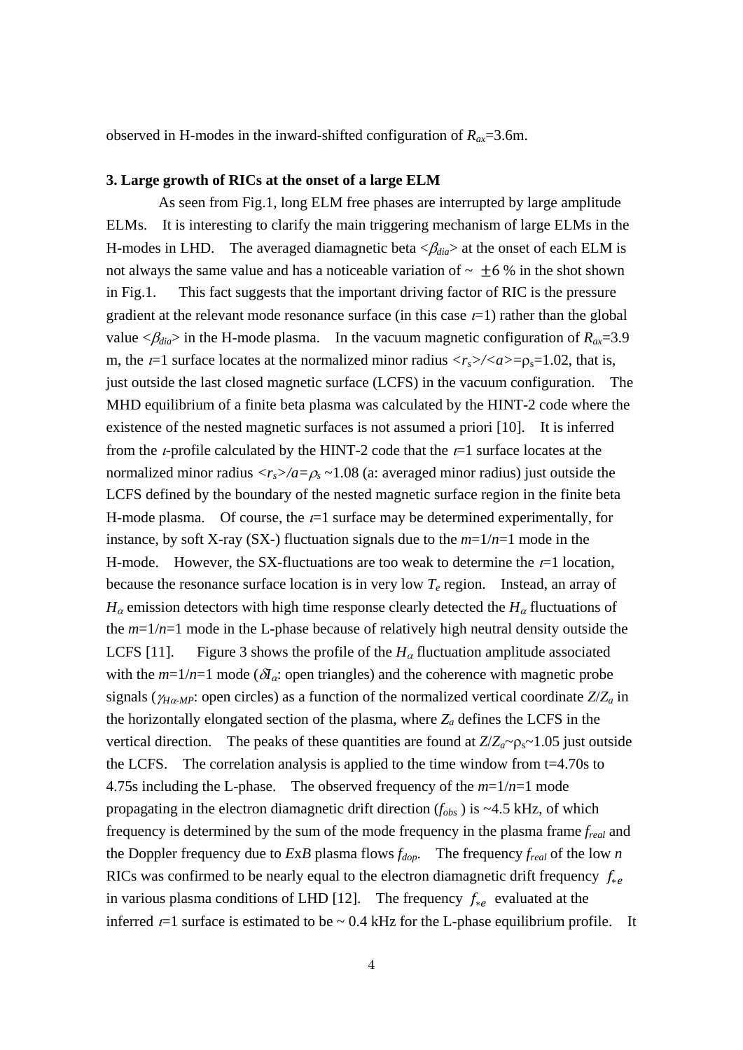observed in H-modes in the inward-shifted configuration of $R_{ax}$=3.6m.

## 3. Large growth of RICs at the onset of a large ELM

As seen from Fig.1, long ELM free phases are interrupted by large amplitude ELMs. It is interesting to clarify the main triggering mechanism of large ELMs in the H-modes in LHD. The averaged diamagnetic beta $<\beta_{dia}>$ at the onset of each ELM is not always the same value and has a noticeable variation of ~ ±6 % in the shot shown in Fig.1. This fact suggests that the important driving factor of RIC is the pressure gradient at the relevant mode resonance surface (in this case $\iota$=1) rather than the global value $<\beta_{dia}>$ in the H-mode plasma. In the vacuum magnetic configuration of $R_{ax}$=3.9 m, the $\iota$=1 surface locates at the normalized minor radius $<r_s>/<a>=\rho_s$=1.02, that is, just outside the last closed magnetic surface (LCFS) in the vacuum configuration. The MHD equilibrium of a finite beta plasma was calculated by the HINT-2 code where the existence of the nested magnetic surfaces is not assumed a priori [10]. It is inferred from the $\iota$-profile calculated by the HINT-2 code that the $\iota$=1 surface locates at the normalized minor radius $<r_s>/a=\rho_s$ ~1.08 (a: averaged minor radius) just outside the LCFS defined by the boundary of the nested magnetic surface region in the finite beta H-mode plasma. Of course, the $\iota$=1 surface may be determined experimentally, for instance, by soft X-ray (SX-) fluctuation signals due to the $m$=1/$n$=1 mode in the H-mode. However, the SX-fluctuations are too weak to determine the $\iota$=1 location, because the resonance surface location is in very low $T_e$ region. Instead, an array of $H_\alpha$ emission detectors with high time response clearly detected the $H_\alpha$ fluctuations of the $m$=1/$n$=1 mode in the L-phase because of relatively high neutral density outside the LCFS [11]. Figure 3 shows the profile of the $H_\alpha$ fluctuation amplitude associated with the $m$=1/$n$=1 mode ($\delta I_\alpha$: open triangles) and the coherence with magnetic probe signals ($\gamma_{H\alpha\text{-}MP}$: open circles) as a function of the normalized vertical coordinate $Z/Z_a$ in the horizontally elongated section of the plasma, where $Z_a$ defines the LCFS in the vertical direction. The peaks of these quantities are found at $Z/Z_a$~$\rho_s$~1.05 just outside the LCFS. The correlation analysis is applied to the time window from t=4.70s to 4.75s including the L-phase. The observed frequency of the $m$=1/$n$=1 mode propagating in the electron diamagnetic drift direction ($f_{obs}$ ) is ~4.5 kHz, of which frequency is determined by the sum of the mode frequency in the plasma frame $f_{real}$ and the Doppler frequency due to $E$x$B$ plasma flows $f_{dop}$. The frequency $f_{real}$ of the low $n$ RICs was confirmed to be nearly equal to the electron diamagnetic drift frequency $f_{*e}$ in various plasma conditions of LHD [12]. The frequency $f_{*e}$ evaluated at the inferred $\iota$=1 surface is estimated to be ~ 0.4 kHz for the L-phase equilibrium profile. It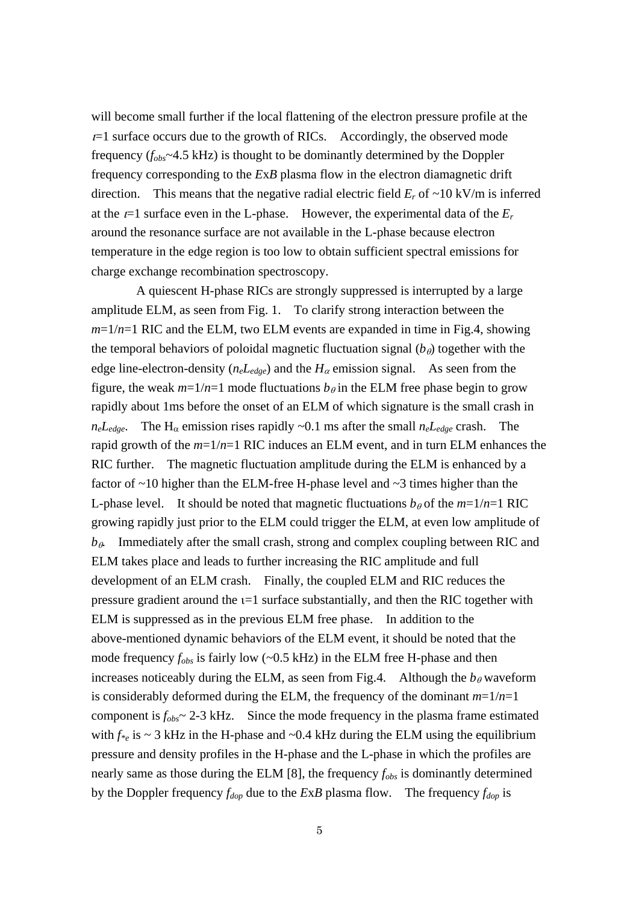will become small further if the local flattening of the electron pressure profile at the $\iota$=1 surface occurs due to the growth of RICs. Accordingly, the observed mode frequency ($f_{obs}$~4.5 kHz) is thought to be dominantly determined by the Doppler frequency corresponding to the $E$x$B$ plasma flow in the electron diamagnetic drift direction. This means that the negative radial electric field $E_r$ of ~10 kV/m is inferred at the $\iota$=1 surface even in the L-phase. However, the experimental data of the $E_r$ around the resonance surface are not available in the L-phase because electron temperature in the edge region is too low to obtain sufficient spectral emissions for charge exchange recombination spectroscopy.

A quiescent H-phase RICs are strongly suppressed is interrupted by a large amplitude ELM, as seen from Fig. 1. To clarify strong interaction between the $m$=1/$n$=1 RIC and the ELM, two ELM events are expanded in time in Fig.4, showing the temporal behaviors of poloidal magnetic fluctuation signal ($b_\theta$) together with the edge line-electron-density ($n_eL_{edge}$) and the $H_\alpha$ emission signal. As seen from the figure, the weak $m$=1/$n$=1 mode fluctuations $b_\theta$ in the ELM free phase begin to grow rapidly about 1ms before the onset of an ELM of which signature is the small crash in $n_eL_{edge}$. The $H_\alpha$ emission rises rapidly ~0.1 ms after the small $n_eL_{edge}$ crash. The rapid growth of the $m$=1/$n$=1 RIC induces an ELM event, and in turn ELM enhances the RIC further. The magnetic fluctuation amplitude during the ELM is enhanced by a factor of ~10 higher than the ELM-free H-phase level and ~3 times higher than the L-phase level. It should be noted that magnetic fluctuations $b_\theta$ of the $m$=1/$n$=1 RIC growing rapidly just prior to the ELM could trigger the ELM, at even low amplitude of $b_\theta$. Immediately after the small crash, strong and complex coupling between RIC and ELM takes place and leads to further increasing the RIC amplitude and full development of an ELM crash. Finally, the coupled ELM and RIC reduces the pressure gradient around the $\iota$=1 surface substantially, and then the RIC together with ELM is suppressed as in the previous ELM free phase. In addition to the above-mentioned dynamic behaviors of the ELM event, it should be noted that the mode frequency $f_{obs}$ is fairly low (~0.5 kHz) in the ELM free H-phase and then increases noticeably during the ELM, as seen from Fig.4. Although the $b_\theta$ waveform is considerably deformed during the ELM, the frequency of the dominant $m$=1/$n$=1 component is $f_{obs}$~ 2-3 kHz. Since the mode frequency in the plasma frame estimated with $f_{*e}$ is ~ 3 kHz in the H-phase and ~0.4 kHz during the ELM using the equilibrium pressure and density profiles in the H-phase and the L-phase in which the profiles are nearly same as those during the ELM [8], the frequency $f_{obs}$ is dominantly determined by the Doppler frequency $f_{dop}$ due to the $E$x$B$ plasma flow. The frequency $f_{dop}$ is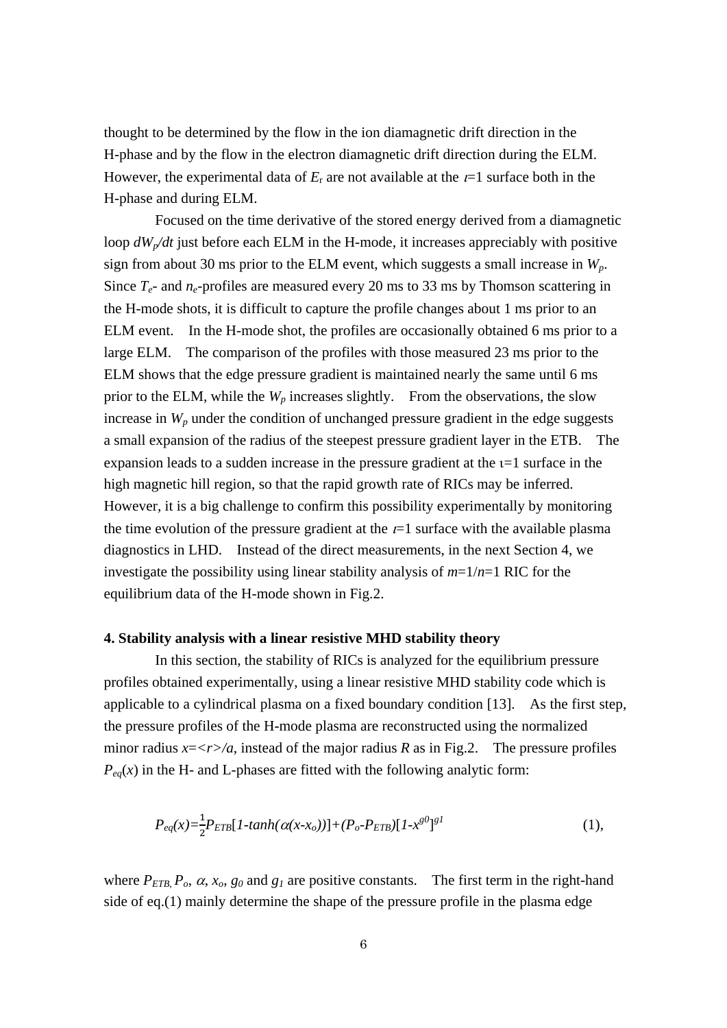thought to be determined by the flow in the ion diamagnetic drift direction in the H-phase and by the flow in the electron diamagnetic drift direction during the ELM. However, the experimental data of $E_r$ are not available at the $\iota$=1 surface both in the H-phase and during ELM.

Focused on the time derivative of the stored energy derived from a diamagnetic loop $dW_p/dt$ just before each ELM in the H-mode, it increases appreciably with positive sign from about 30 ms prior to the ELM event, which suggests a small increase in $W_p$. Since $T_e$- and $n_e$-profiles are measured every 20 ms to 33 ms by Thomson scattering in the H-mode shots, it is difficult to capture the profile changes about 1 ms prior to an ELM event. In the H-mode shot, the profiles are occasionally obtained 6 ms prior to a large ELM. The comparison of the profiles with those measured 23 ms prior to the ELM shows that the edge pressure gradient is maintained nearly the same until 6 ms prior to the ELM, while the $W_p$ increases slightly. From the observations, the slow increase in $W_p$ under the condition of unchanged pressure gradient in the edge suggests a small expansion of the radius of the steepest pressure gradient layer in the ETB. The expansion leads to a sudden increase in the pressure gradient at the $\iota$=1 surface in the high magnetic hill region, so that the rapid growth rate of RICs may be inferred. However, it is a big challenge to confirm this possibility experimentally by monitoring the time evolution of the pressure gradient at the $\iota$=1 surface with the available plasma diagnostics in LHD. Instead of the direct measurements, in the next Section 4, we investigate the possibility using linear stability analysis of $m$=1/$n$=1 RIC for the equilibrium data of the H-mode shown in Fig.2.

## 4. Stability analysis with a linear resistive MHD stability theory

In this section, the stability of RICs is analyzed for the equilibrium pressure profiles obtained experimentally, using a linear resistive MHD stability code which is applicable to a cylindrical plasma on a fixed boundary condition [13]. As the first step, the pressure profiles of the H-mode plasma are reconstructed using the normalized minor radius $x=\langle r\rangle/a$, instead of the major radius $R$ as in Fig.2. The pressure profiles $P_{eq}(x)$ in the H- and L-phases are fitted with the following analytic form:

$$P_{eq}(x)=\frac{1}{2}P_{ETB}[1-\tanh(\alpha(x-x_o))]+(P_o-P_{ETB})[1-x^{g0}]^{g1} \quad (1),$$

where $P_{ETB}$, $P_o$, $\alpha$, $x_o$, $g_0$ and $g_1$ are positive constants. The first term in the right-hand side of eq.(1) mainly determine the shape of the pressure profile in the plasma edge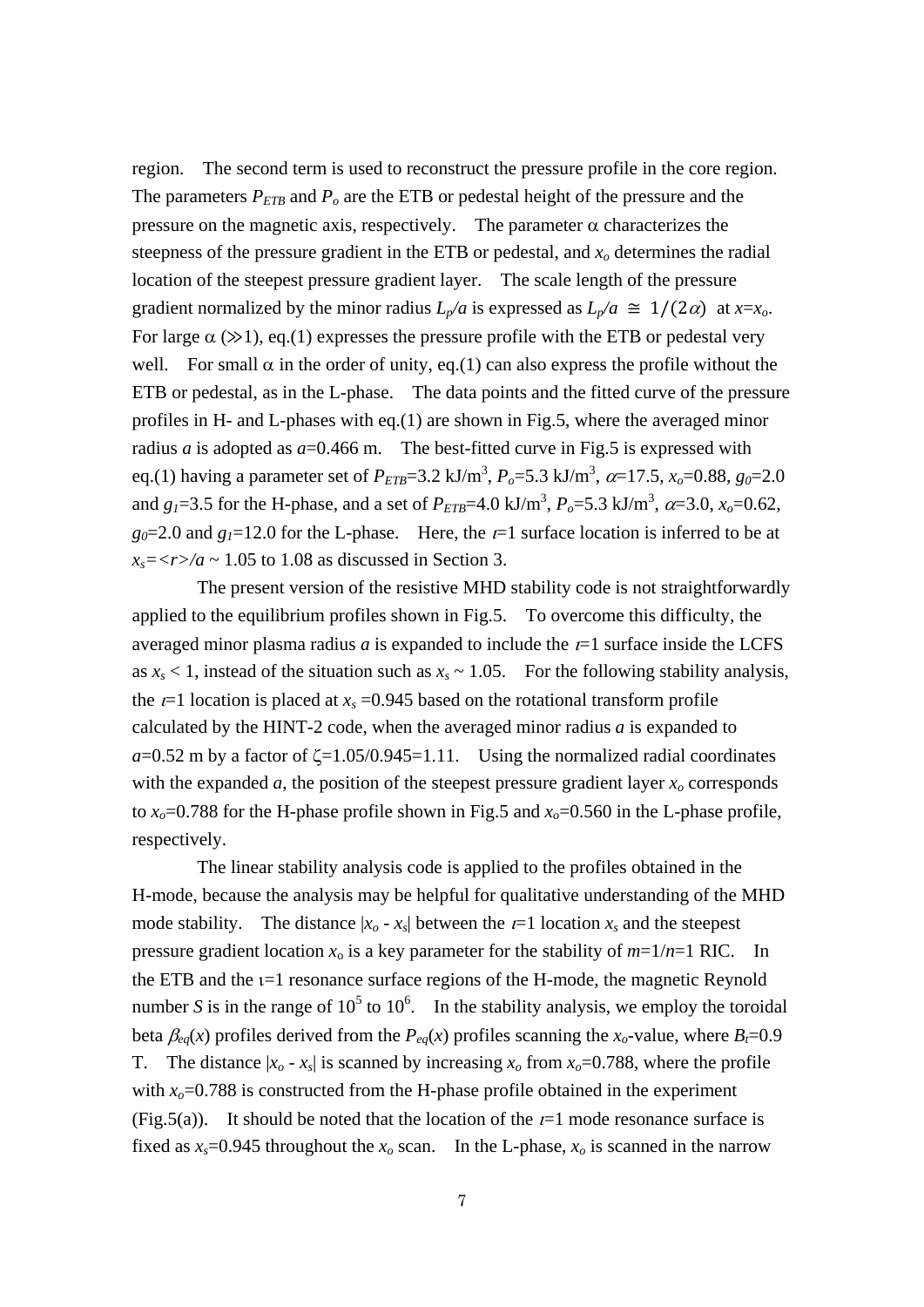region. The second term is used to reconstruct the pressure profile in the core region. The parameters $P_{ETB}$ and $P_o$ are the ETB or pedestal height of the pressure and the pressure on the magnetic axis, respectively. The parameter $\alpha$ characterizes the steepness of the pressure gradient in the ETB or pedestal, and $x_o$ determines the radial location of the steepest pressure gradient layer. The scale length of the pressure gradient normalized by the minor radius $L_p/a$ is expressed as $L_p/a \cong 1/(2\alpha)$ at $x$=$x_o$. For large $\alpha$ ($\gg$1), eq.(1) expresses the pressure profile with the ETB or pedestal very well. For small $\alpha$ in the order of unity, eq.(1) can also express the profile without the ETB or pedestal, as in the L-phase. The data points and the fitted curve of the pressure profiles in H- and L-phases with eq.(1) are shown in Fig.5, where the averaged minor radius $a$ is adopted as $a$=0.466 m. The best-fitted curve in Fig.5 is expressed with eq.(1) having a parameter set of $P_{ETB}$=3.2 kJ/m$^3$, $P_o$=5.3 kJ/m$^3$, $\alpha$=17.5, $x_o$=0.88, $g_0$=2.0 and $g_1$=3.5 for the H-phase, and a set of $P_{ETB}$=4.0 kJ/m$^3$, $P_o$=5.3 kJ/m$^3$, $\alpha$=3.0, $x_o$=0.62, $g_0$=2.0 and $g_1$=12.0 for the L-phase. Here, the $\iota$=1 surface location is inferred to be at $x_s$=$\langle r \rangle/a$ ~ 1.05 to 1.08 as discussed in Section 3.

The present version of the resistive MHD stability code is not straightforwardly applied to the equilibrium profiles shown in Fig.5. To overcome this difficulty, the averaged minor plasma radius $a$ is expanded to include the $\iota$=1 surface inside the LCFS as $x_s$ < 1, instead of the situation such as $x_s$ ~ 1.05. For the following stability analysis, the $\iota$=1 location is placed at $x_s$ =0.945 based on the rotational transform profile calculated by the HINT-2 code, when the averaged minor radius $a$ is expanded to $a$=0.52 m by a factor of $\zeta$=1.05/0.945=1.11. Using the normalized radial coordinates with the expanded $a$, the position of the steepest pressure gradient layer $x_o$ corresponds to $x_o$=0.788 for the H-phase profile shown in Fig.5 and $x_o$=0.560 in the L-phase profile, respectively.

The linear stability analysis code is applied to the profiles obtained in the H-mode, because the analysis may be helpful for qualitative understanding of the MHD mode stability. The distance $|x_o - x_s|$ between the $\iota$=1 location $x_s$ and the steepest pressure gradient location $x_o$ is a key parameter for the stability of $m$=1/$n$=1 RIC. In the ETB and the $\iota$=1 resonance surface regions of the H-mode, the magnetic Reynold number $S$ is in the range of $10^5$ to $10^6$. In the stability analysis, we employ the toroidal beta $\beta_{eq}(x)$ profiles derived from the $P_{eq}(x)$ profiles scanning the $x_o$-value, where $B_t$=0.9 T. The distance $|x_o - x_s|$ is scanned by increasing $x_o$ from $x_o$=0.788, where the profile with $x_o$=0.788 is constructed from the H-phase profile obtained in the experiment (Fig.5(a)). It should be noted that the location of the $\iota$=1 mode resonance surface is fixed as $x_s$=0.945 throughout the $x_o$ scan. In the L-phase, $x_o$ is scanned in the narrow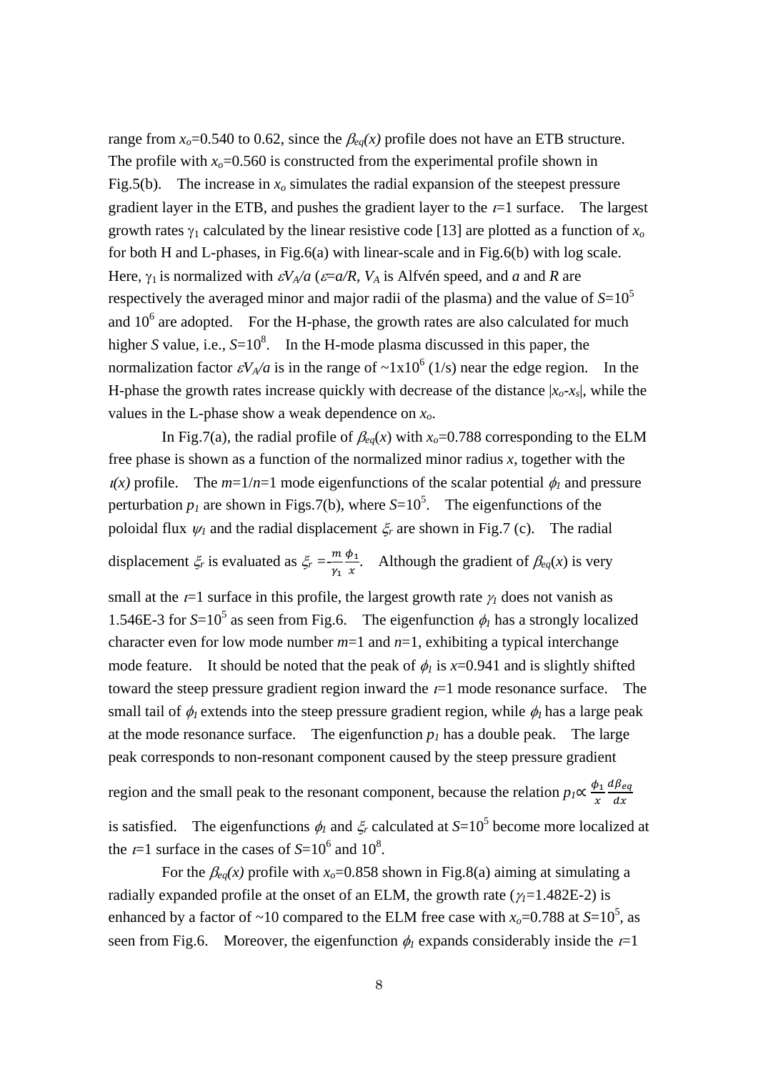range from $x_o$=0.540 to 0.62, since the $\beta_{eq}(x)$ profile does not have an ETB structure. The profile with $x_o$=0.560 is constructed from the experimental profile shown in Fig.5(b). The increase in $x_o$ simulates the radial expansion of the steepest pressure gradient layer in the ETB, and pushes the gradient layer to the $\iota$=1 surface. The largest growth rates $\gamma_1$ calculated by the linear resistive code [13] are plotted as a function of $x_o$ for both H and L-phases, in Fig.6(a) with linear-scale and in Fig.6(b) with log scale. Here, $\gamma_1$ is normalized with $\varepsilon V_A/a$ ($\varepsilon$=$a/R$, $V_A$ is Alfvén speed, and $a$ and $R$ are respectively the averaged minor and major radii of the plasma) and the value of $S$=$10^5$ and $10^6$ are adopted. For the H-phase, the growth rates are also calculated for much higher $S$ value, i.e., $S$=$10^8$. In the H-mode plasma discussed in this paper, the normalization factor $\varepsilon V_A/a$ is in the range of ~$1\times10^6$ (1/s) near the edge region. In the H-phase the growth rates increase quickly with decrease of the distance $|x_o$-$x_s|$, while the values in the L-phase show a weak dependence on $x_o$.

In Fig.7(a), the radial profile of $\beta_{eq}(x)$ with $x_o$=0.788 corresponding to the ELM free phase is shown as a function of the normalized minor radius $x$, together with the $\iota(x)$ profile. The $m$=1/$n$=1 mode eigenfunctions of the scalar potential $\phi_1$ and pressure perturbation $p_1$ are shown in Figs.7(b), where $S$=$10^5$. The eigenfunctions of the poloidal flux $\psi_1$ and the radial displacement $\xi_r$ are shown in Fig.7 (c). The radial displacement $\xi_r$ is evaluated as $\xi_r = -\frac{m}{\gamma_1}\frac{\phi_1}{x}$. Although the gradient of $\beta_{eq}(x)$ is very small at the $\iota$=1 surface in this profile, the largest growth rate $\gamma_1$ does not vanish as 1.546E-3 for $S$=$10^5$ as seen from Fig.6. The eigenfunction $\phi_1$ has a strongly localized character even for low mode number $m$=1 and $n$=1, exhibiting a typical interchange mode feature. It should be noted that the peak of $\phi_1$ is $x$=0.941 and is slightly shifted toward the steep pressure gradient region inward the $\iota$=1 mode resonance surface. The small tail of $\phi_1$ extends into the steep pressure gradient region, while $\phi_1$ has a large peak at the mode resonance surface. The eigenfunction $p_1$ has a double peak. The large peak corresponds to non-resonant component caused by the steep pressure gradient region and the small peak to the resonant component, because the relation $p_1 \propto \frac{\phi_1}{x}\frac{d\beta_{eq}}{dx}$ is satisfied. The eigenfunctions $\phi_1$ and $\xi_r$ calculated at $S$=$10^5$ become more localized at the $\iota$=1 surface in the cases of $S$=$10^6$ and $10^8$.

For the $\beta_{eq}(x)$ profile with $x_o$=0.858 shown in Fig.8(a) aiming at simulating a radially expanded profile at the onset of an ELM, the growth rate ($\gamma_1$=1.482E-2) is enhanced by a factor of ~10 compared to the ELM free case with $x_o$=0.788 at $S$=$10^5$, as seen from Fig.6. Moreover, the eigenfunction $\phi_1$ expands considerably inside the $\iota$=1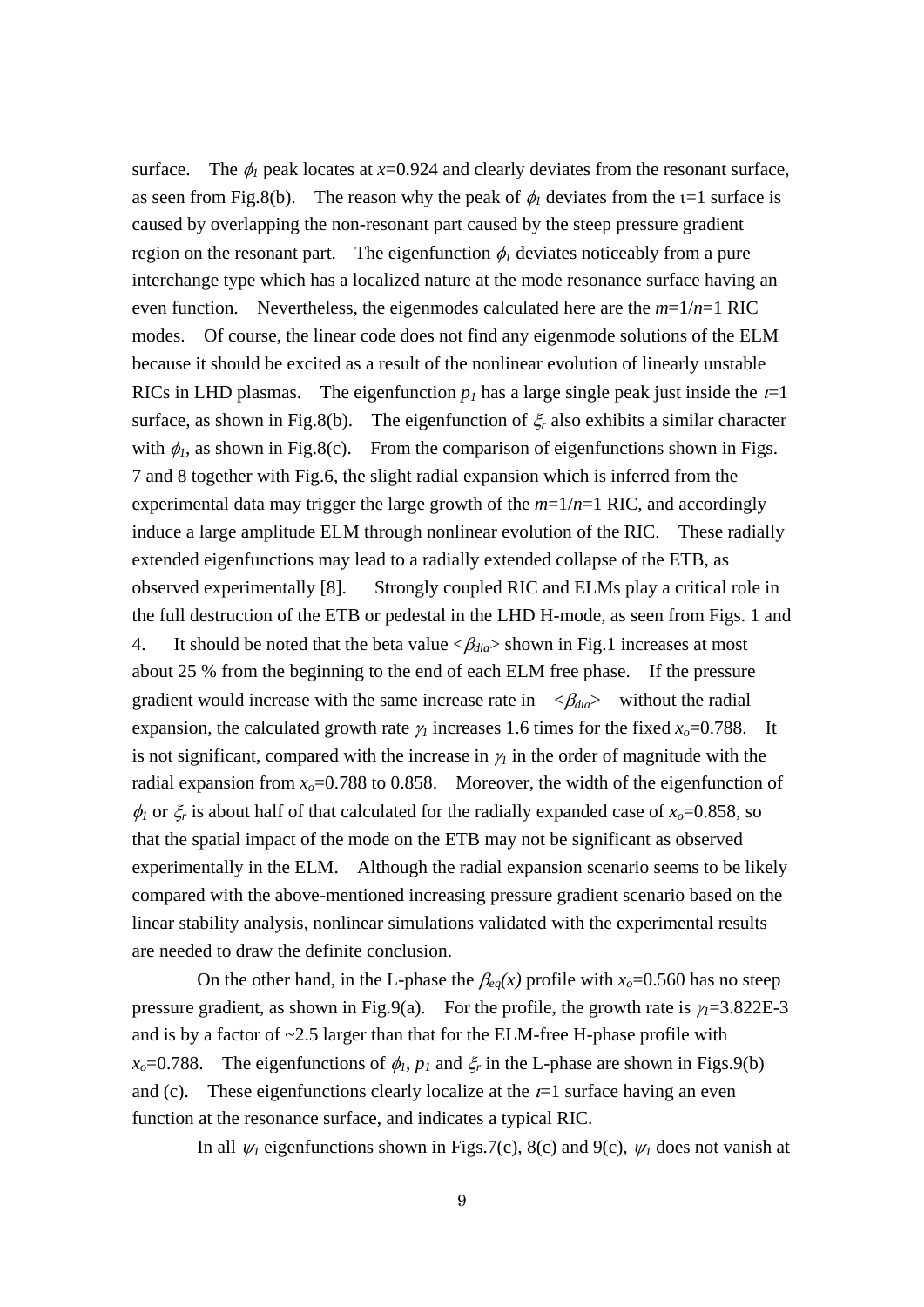surface. The $\phi_1$ peak locates at $x$=0.924 and clearly deviates from the resonant surface, as seen from Fig.8(b). The reason why the peak of $\phi_1$ deviates from the ι=1 surface is caused by overlapping the non-resonant part caused by the steep pressure gradient region on the resonant part. The eigenfunction $\phi_1$ deviates noticeably from a pure interchange type which has a localized nature at the mode resonance surface having an even function. Nevertheless, the eigenmodes calculated here are the $m$=1/$n$=1 RIC modes. Of course, the linear code does not find any eigenmode solutions of the ELM because it should be excited as a result of the nonlinear evolution of linearly unstable RICs in LHD plasmas. The eigenfunction $p_1$ has a large single peak just inside the $\iota$=1 surface, as shown in Fig.8(b). The eigenfunction of $\xi_r$ also exhibits a similar character with $\phi_1$, as shown in Fig.8(c). From the comparison of eigenfunctions shown in Figs. 7 and 8 together with Fig.6, the slight radial expansion which is inferred from the experimental data may trigger the large growth of the $m$=1/$n$=1 RIC, and accordingly induce a large amplitude ELM through nonlinear evolution of the RIC. These radially extended eigenfunctions may lead to a radially extended collapse of the ETB, as observed experimentally [8]. Strongly coupled RIC and ELMs play a critical role in the full destruction of the ETB or pedestal in the LHD H-mode, as seen from Figs. 1 and 4. It should be noted that the beta value $<\beta_{dia}>$ shown in Fig.1 increases at most about 25 % from the beginning to the end of each ELM free phase. If the pressure gradient would increase with the same increase rate in $<\beta_{dia}>$ without the radial expansion, the calculated growth rate $\gamma_1$ increases 1.6 times for the fixed $x_o$=0.788. It is not significant, compared with the increase in $\gamma_1$ in the order of magnitude with the radial expansion from $x_o$=0.788 to 0.858. Moreover, the width of the eigenfunction of $\phi_1$ or $\xi_r$ is about half of that calculated for the radially expanded case of $x_o$=0.858, so that the spatial impact of the mode on the ETB may not be significant as observed experimentally in the ELM. Although the radial expansion scenario seems to be likely compared with the above-mentioned increasing pressure gradient scenario based on the linear stability analysis, nonlinear simulations validated with the experimental results are needed to draw the definite conclusion.

On the other hand, in the L-phase the $\beta_{eq}(x)$ profile with $x_o$=0.560 has no steep pressure gradient, as shown in Fig.9(a). For the profile, the growth rate is $\gamma_1$=3.822E-3 and is by a factor of ~2.5 larger than that for the ELM-free H-phase profile with $x_o$=0.788. The eigenfunctions of $\phi_1$, $p_1$ and $\xi_r$ in the L-phase are shown in Figs.9(b) and (c). These eigenfunctions clearly localize at the $\iota$=1 surface having an even function at the resonance surface, and indicates a typical RIC.

In all $\psi_1$ eigenfunctions shown in Figs.7(c), 8(c) and 9(c), $\psi_1$ does not vanish at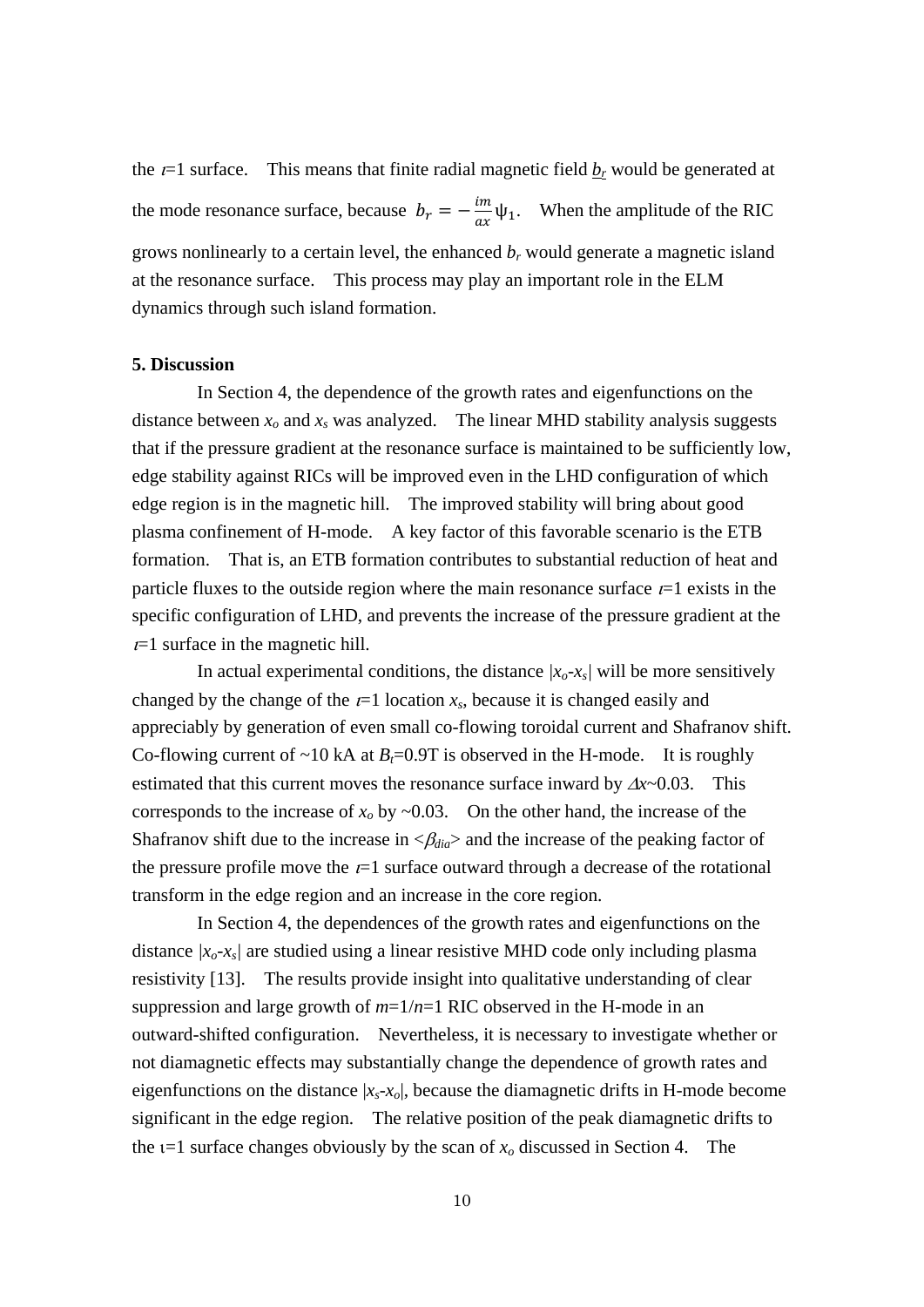the $\iota$=1 surface. This means that finite radial magnetic field $b_r$ would be generated at the mode resonance surface, because $b_r = -\frac{im}{ax}\psi_1$. When the amplitude of the RIC grows nonlinearly to a certain level, the enhanced $b_r$ would generate a magnetic island at the resonance surface. This process may play an important role in the ELM dynamics through such island formation.

**5. Discussion**

In Section 4, the dependence of the growth rates and eigenfunctions on the distance between $x_o$ and $x_s$ was analyzed. The linear MHD stability analysis suggests that if the pressure gradient at the resonance surface is maintained to be sufficiently low, edge stability against RICs will be improved even in the LHD configuration of which edge region is in the magnetic hill. The improved stability will bring about good plasma confinement of H-mode. A key factor of this favorable scenario is the ETB formation. That is, an ETB formation contributes to substantial reduction of heat and particle fluxes to the outside region where the main resonance surface $\iota$=1 exists in the specific configuration of LHD, and prevents the increase of the pressure gradient at the $\iota$=1 surface in the magnetic hill.

In actual experimental conditions, the distance $|x_o$-$x_s|$ will be more sensitively changed by the change of the $\iota$=1 location $x_s$, because it is changed easily and appreciably by generation of even small co-flowing toroidal current and Shafranov shift. Co-flowing current of ~10 kA at $B_t$=0.9T is observed in the H-mode. It is roughly estimated that this current moves the resonance surface inward by $\Delta x$~0.03. This corresponds to the increase of $x_o$ by ~0.03. On the other hand, the increase of the Shafranov shift due to the increase in $<\beta_{dia}>$ and the increase of the peaking factor of the pressure profile move the $\iota$=1 surface outward through a decrease of the rotational transform in the edge region and an increase in the core region.

In Section 4, the dependences of the growth rates and eigenfunctions on the distance $|x_o$-$x_s|$ are studied using a linear resistive MHD code only including plasma resistivity [13]. The results provide insight into qualitative understanding of clear suppression and large growth of $m$=1/$n$=1 RIC observed in the H-mode in an outward-shifted configuration. Nevertheless, it is necessary to investigate whether or not diamagnetic effects may substantially change the dependence of growth rates and eigenfunctions on the distance $|x_s$-$x_o|$, because the diamagnetic drifts in H-mode become significant in the edge region. The relative position of the peak diamagnetic drifts to the $\iota$=1 surface changes obviously by the scan of $x_o$ discussed in Section 4. The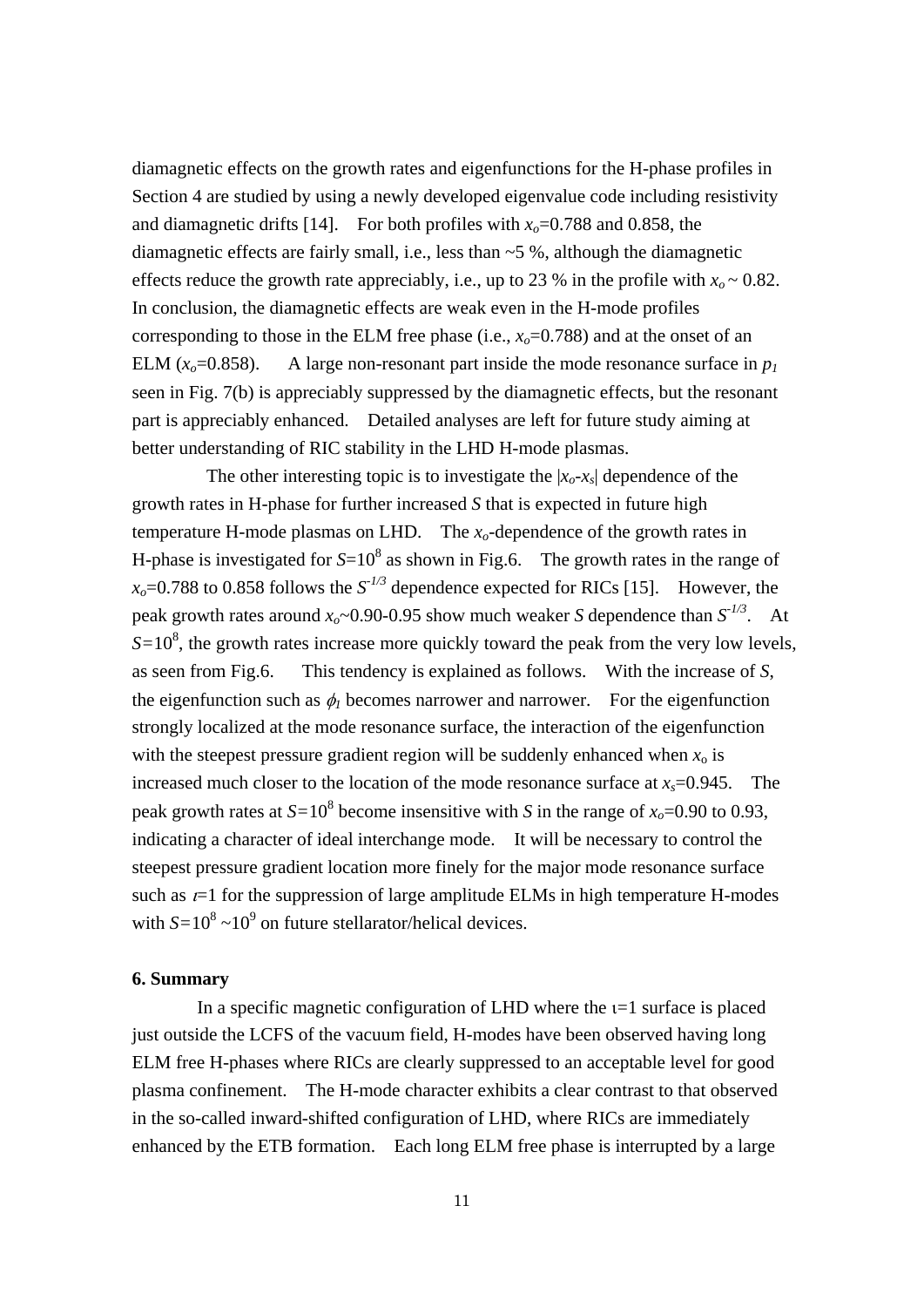diamagnetic effects on the growth rates and eigenfunctions for the H-phase profiles in Section 4 are studied by using a newly developed eigenvalue code including resistivity and diamagnetic drifts [14]. For both profiles with $x_o$=0.788 and 0.858, the diamagnetic effects are fairly small, i.e., less than ~5 %, although the diamagnetic effects reduce the growth rate appreciably, i.e., up to 23 % in the profile with $x_o$ ~ 0.82. In conclusion, the diamagnetic effects are weak even in the H-mode profiles corresponding to those in the ELM free phase (i.e., $x_o$=0.788) and at the onset of an ELM ($x_o$=0.858). A large non-resonant part inside the mode resonance surface in $p_1$ seen in Fig. 7(b) is appreciably suppressed by the diamagnetic effects, but the resonant part is appreciably enhanced. Detailed analyses are left for future study aiming at better understanding of RIC stability in the LHD H-mode plasmas.

The other interesting topic is to investigate the $|x_o$-$x_s|$ dependence of the growth rates in H-phase for further increased $S$ that is expected in future high temperature H-mode plasmas on LHD. The $x_o$-dependence of the growth rates in H-phase is investigated for $S$=$10^8$ as shown in Fig.6. The growth rates in the range of $x_o$=0.788 to 0.858 follows the $S^{-1/3}$ dependence expected for RICs [15]. However, the peak growth rates around $x_o$~0.90-0.95 show much weaker $S$ dependence than $S^{-1/3}$. At $S$=$10^8$, the growth rates increase more quickly toward the peak from the very low levels, as seen from Fig.6. This tendency is explained as follows. With the increase of $S$, the eigenfunction such as $\phi_1$ becomes narrower and narrower. For the eigenfunction strongly localized at the mode resonance surface, the interaction of the eigenfunction with the steepest pressure gradient region will be suddenly enhanced when $x_o$ is increased much closer to the location of the mode resonance surface at $x_s$=0.945. The peak growth rates at $S$=$10^8$ become insensitive with $S$ in the range of $x_o$=0.90 to 0.93, indicating a character of ideal interchange mode. It will be necessary to control the steepest pressure gradient location more finely for the major mode resonance surface such as $\iota$=1 for the suppression of large amplitude ELMs in high temperature H-modes with $S$=$10^8$ ~$10^9$ on future stellarator/helical devices.

## 6. Summary

In a specific magnetic configuration of LHD where the $\iota$=1 surface is placed just outside the LCFS of the vacuum field, H-modes have been observed having long ELM free H-phases where RICs are clearly suppressed to an acceptable level for good plasma confinement. The H-mode character exhibits a clear contrast to that observed in the so-called inward-shifted configuration of LHD, where RICs are immediately enhanced by the ETB formation. Each long ELM free phase is interrupted by a large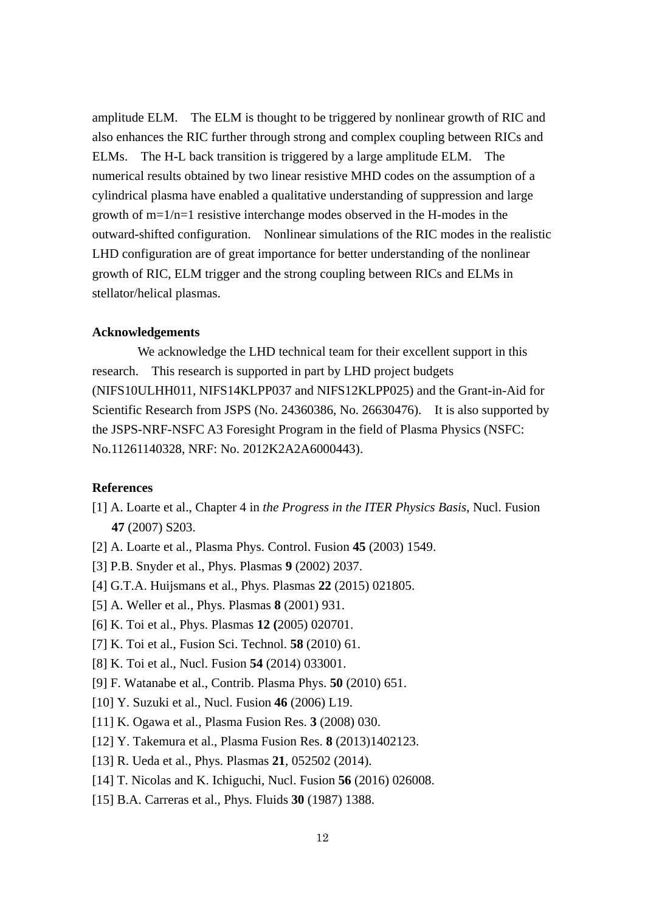amplitude ELM. The ELM is thought to be triggered by nonlinear growth of RIC and also enhances the RIC further through strong and complex coupling between RICs and ELMs. The H-L back transition is triggered by a large amplitude ELM. The numerical results obtained by two linear resistive MHD codes on the assumption of a cylindrical plasma have enabled a qualitative understanding of suppression and large growth of m=1/n=1 resistive interchange modes observed in the H-modes in the outward-shifted configuration. Nonlinear simulations of the RIC modes in the realistic LHD configuration are of great importance for better understanding of the nonlinear growth of RIC, ELM trigger and the strong coupling between RICs and ELMs in stellator/helical plasmas.

**Acknowledgements**

We acknowledge the LHD technical team for their excellent support in this research. This research is supported in part by LHD project budgets (NIFS10ULHH011, NIFS14KLPP037 and NIFS12KLPP025) and the Grant-in-Aid for Scientific Research from JSPS (No. 24360386, No. 26630476). It is also supported by the JSPS-NRF-NSFC A3 Foresight Program in the field of Plasma Physics (NSFC: No.11261140328, NRF: No. 2012K2A2A6000443).

**References**

[1] A. Loarte et al., Chapter 4 in *the Progress in the ITER Physics Basis*, Nucl. Fusion **47** (2007) S203.
[2] A. Loarte et al., Plasma Phys. Control. Fusion **45** (2003) 1549.
[3] P.B. Snyder et al., Phys. Plasmas **9** (2002) 2037.
[4] G.T.A. Huijsmans et al., Phys. Plasmas **22** (2015) 021805.
[5] A. Weller et al., Phys. Plasmas **8** (2001) 931.
[6] K. Toi et al., Phys. Plasmas **12 (**2005) 020701.
[7] K. Toi et al., Fusion Sci. Technol. **58** (2010) 61.
[8] K. Toi et al., Nucl. Fusion **54** (2014) 033001.
[9] F. Watanabe et al., Contrib. Plasma Phys. **50** (2010) 651.
[10] Y. Suzuki et al., Nucl. Fusion **46** (2006) L19.
[11] K. Ogawa et al., Plasma Fusion Res. **3** (2008) 030.
[12] Y. Takemura et al., Plasma Fusion Res. **8** (2013)1402123.
[13] R. Ueda et al., Phys. Plasmas **21**, 052502 (2014).
[14] T. Nicolas and K. Ichiguchi, Nucl. Fusion **56** (2016) 026008.
[15] B.A. Carreras et al., Phys. Fluids **30** (1987) 1388.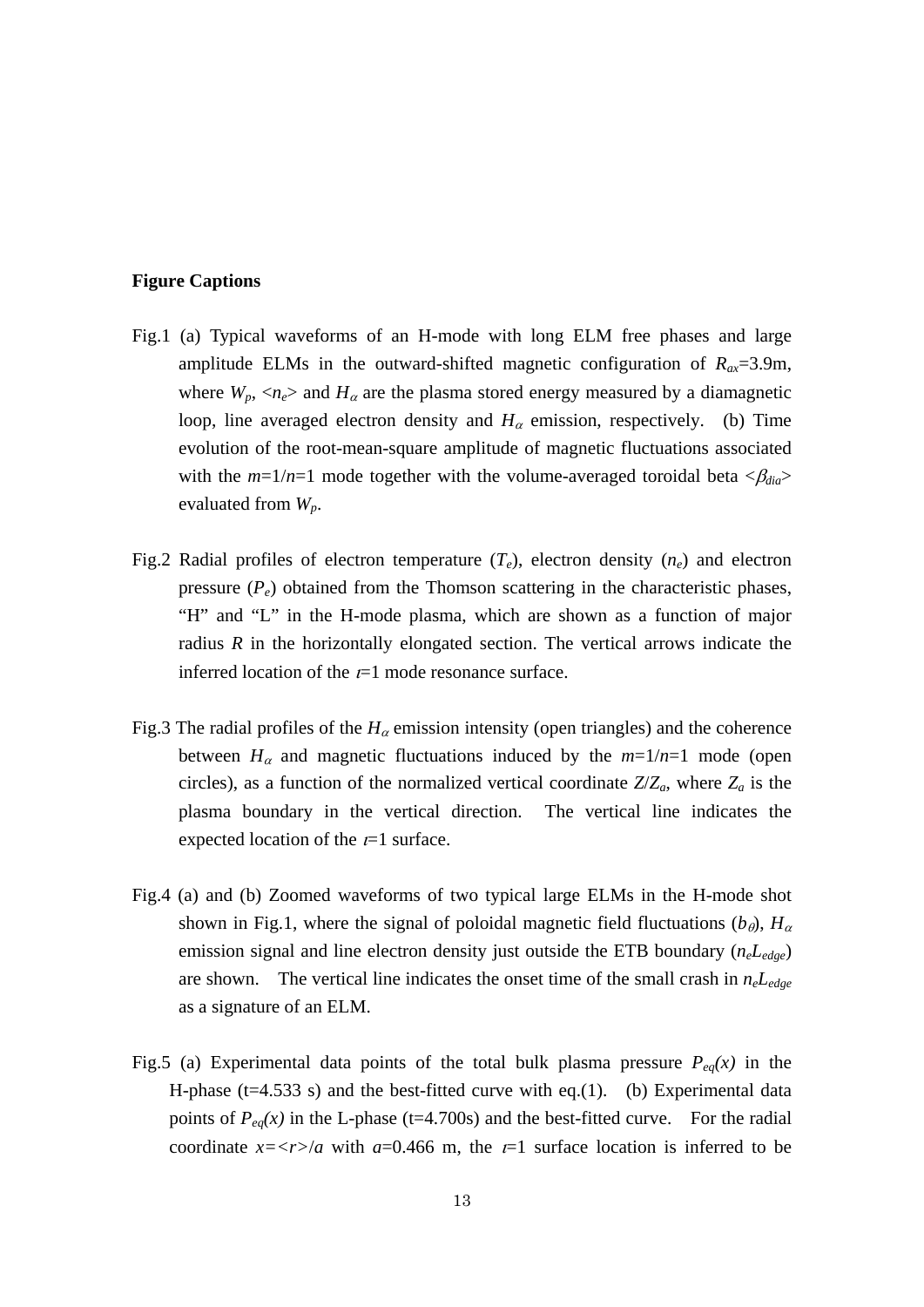**Figure Captions**

Fig.1 (a) Typical waveforms of an H-mode with long ELM free phases and large amplitude ELMs in the outward-shifted magnetic configuration of $R_{ax}$=3.9m, where $W_p$, $<n_e>$ and $H_\alpha$ are the plasma stored energy measured by a diamagnetic loop, line averaged electron density and $H_\alpha$ emission, respectively. (b) Time evolution of the root-mean-square amplitude of magnetic fluctuations associated with the $m$=1/$n$=1 mode together with the volume-averaged toroidal beta $<\beta_{dia}>$ evaluated from $W_p$.

Fig.2 Radial profiles of electron temperature ($T_e$), electron density ($n_e$) and electron pressure ($P_e$) obtained from the Thomson scattering in the characteristic phases, "H" and "L" in the H-mode plasma, which are shown as a function of major radius $R$ in the horizontally elongated section. The vertical arrows indicate the inferred location of the $\iota$=1 mode resonance surface.

Fig.3 The radial profiles of the $H_\alpha$ emission intensity (open triangles) and the coherence between $H_\alpha$ and magnetic fluctuations induced by the $m$=1/$n$=1 mode (open circles), as a function of the normalized vertical coordinate $Z/Z_a$, where $Z_a$ is the plasma boundary in the vertical direction. The vertical line indicates the expected location of the $\iota$=1 surface.

Fig.4 (a) and (b) Zoomed waveforms of two typical large ELMs in the H-mode shot shown in Fig.1, where the signal of poloidal magnetic field fluctuations ($b_\theta$), $H_\alpha$ emission signal and line electron density just outside the ETB boundary ($n_eL_{edge}$) are shown. The vertical line indicates the onset time of the small crash in $n_eL_{edge}$ as a signature of an ELM.

Fig.5 (a) Experimental data points of the total bulk plasma pressure $P_{eq}(x)$ in the H-phase (t=4.533 s) and the best-fitted curve with eq.(1). (b) Experimental data points of $P_{eq}(x)$ in the L-phase (t=4.700s) and the best-fitted curve. For the radial coordinate $x=<r>/a$ with $a$=0.466 m, the $\iota$=1 surface location is inferred to be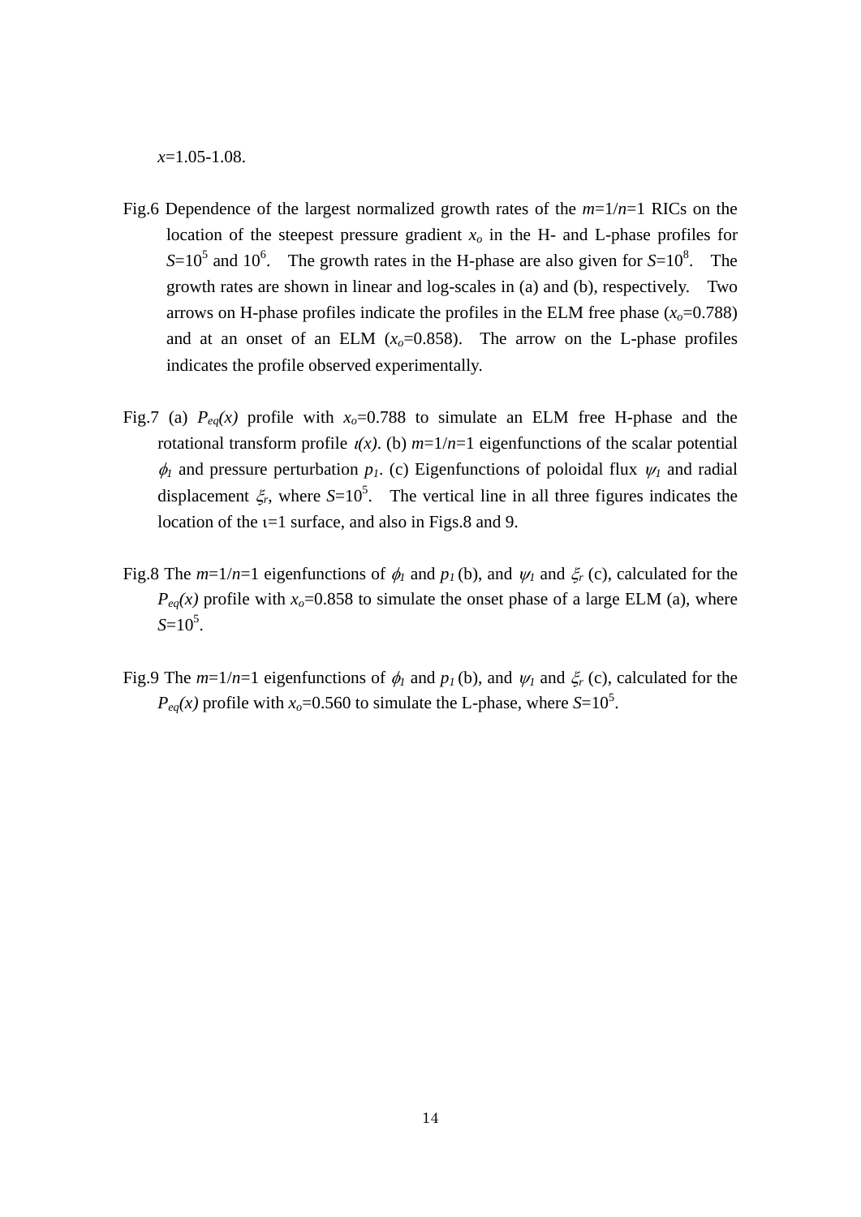$x$=1.05-1.08.

Fig.6 Dependence of the largest normalized growth rates of the $m$=1/$n$=1 RICs on the location of the steepest pressure gradient $x_o$ in the H- and L-phase profiles for $S$=$10^5$ and $10^6$. The growth rates in the H-phase are also given for $S$=$10^8$. The growth rates are shown in linear and log-scales in (a) and (b), respectively. Two arrows on H-phase profiles indicate the profiles in the ELM free phase ($x_o$=0.788) and at an onset of an ELM ($x_o$=0.858). The arrow on the L-phase profiles indicates the profile observed experimentally.

Fig.7 (a) $P_{eq}(x)$ profile with $x_o$=0.788 to simulate an ELM free H-phase and the rotational transform profile $\iota(x)$. (b) $m$=1/$n$=1 eigenfunctions of the scalar potential $\phi_1$ and pressure perturbation $p_1$. (c) Eigenfunctions of poloidal flux $\psi_1$ and radial displacement $\xi_r$, where $S$=$10^5$. The vertical line in all three figures indicates the location of the ι=1 surface, and also in Figs.8 and 9.

Fig.8 The $m$=1/$n$=1 eigenfunctions of $\phi_1$ and $p_1$ (b), and $\psi_1$ and $\xi_r$ (c), calculated for the $P_{eq}(x)$ profile with $x_o$=0.858 to simulate the onset phase of a large ELM (a), where $S$=$10^5$.

Fig.9 The $m$=1/$n$=1 eigenfunctions of $\phi_1$ and $p_1$ (b), and $\psi_1$ and $\xi_r$ (c), calculated for the $P_{eq}(x)$ profile with $x_o$=0.560 to simulate the L-phase, where $S$=$10^5$.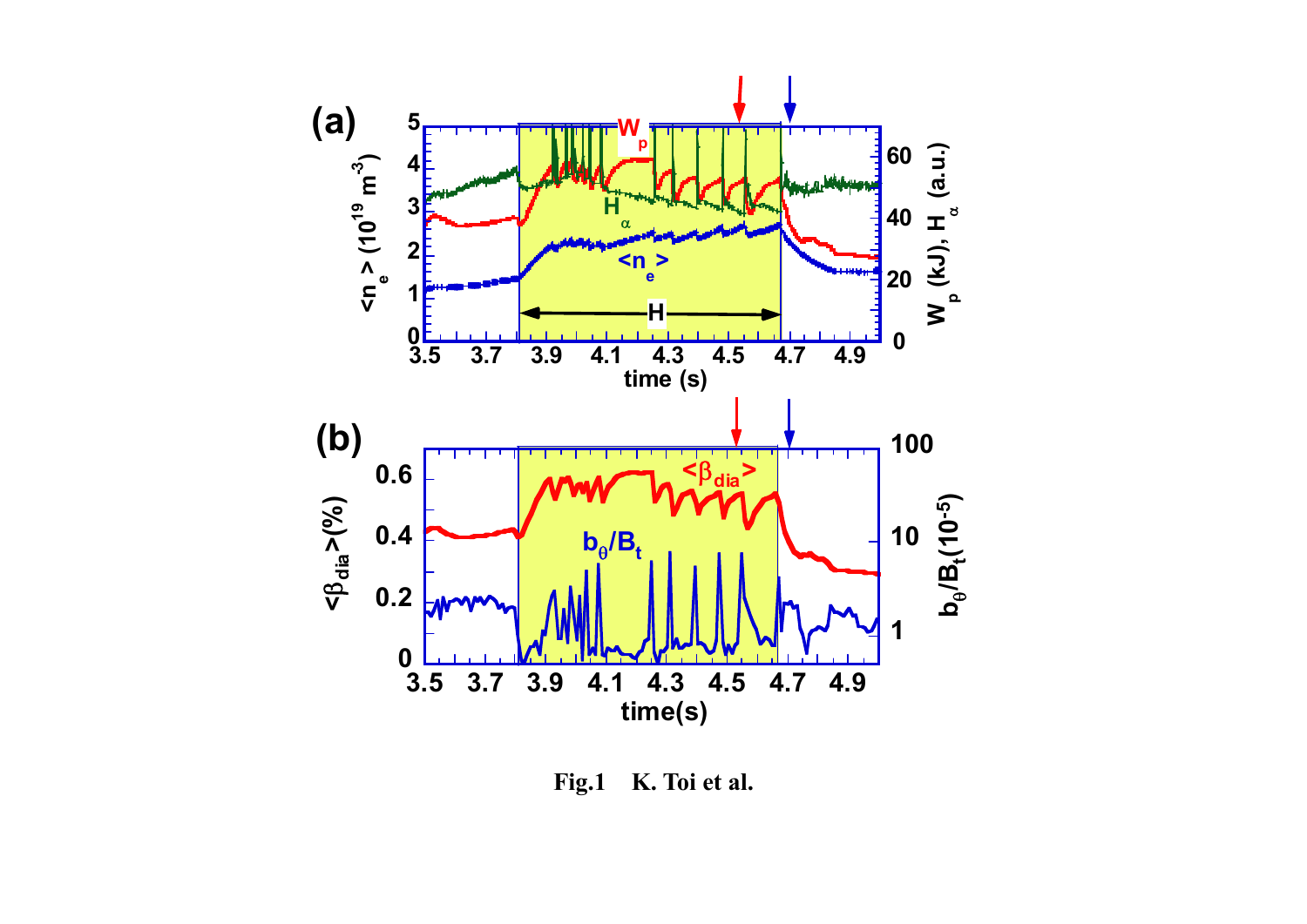Fig.1 K. Toi et al.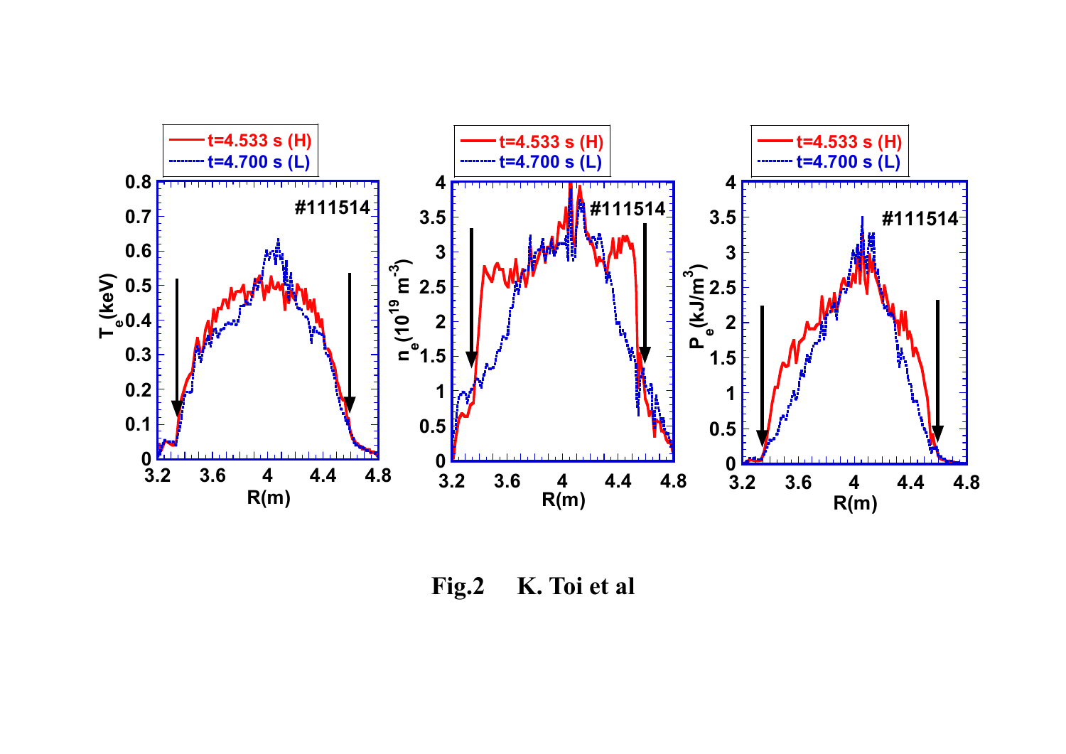**Fig.2 K. Toi et al**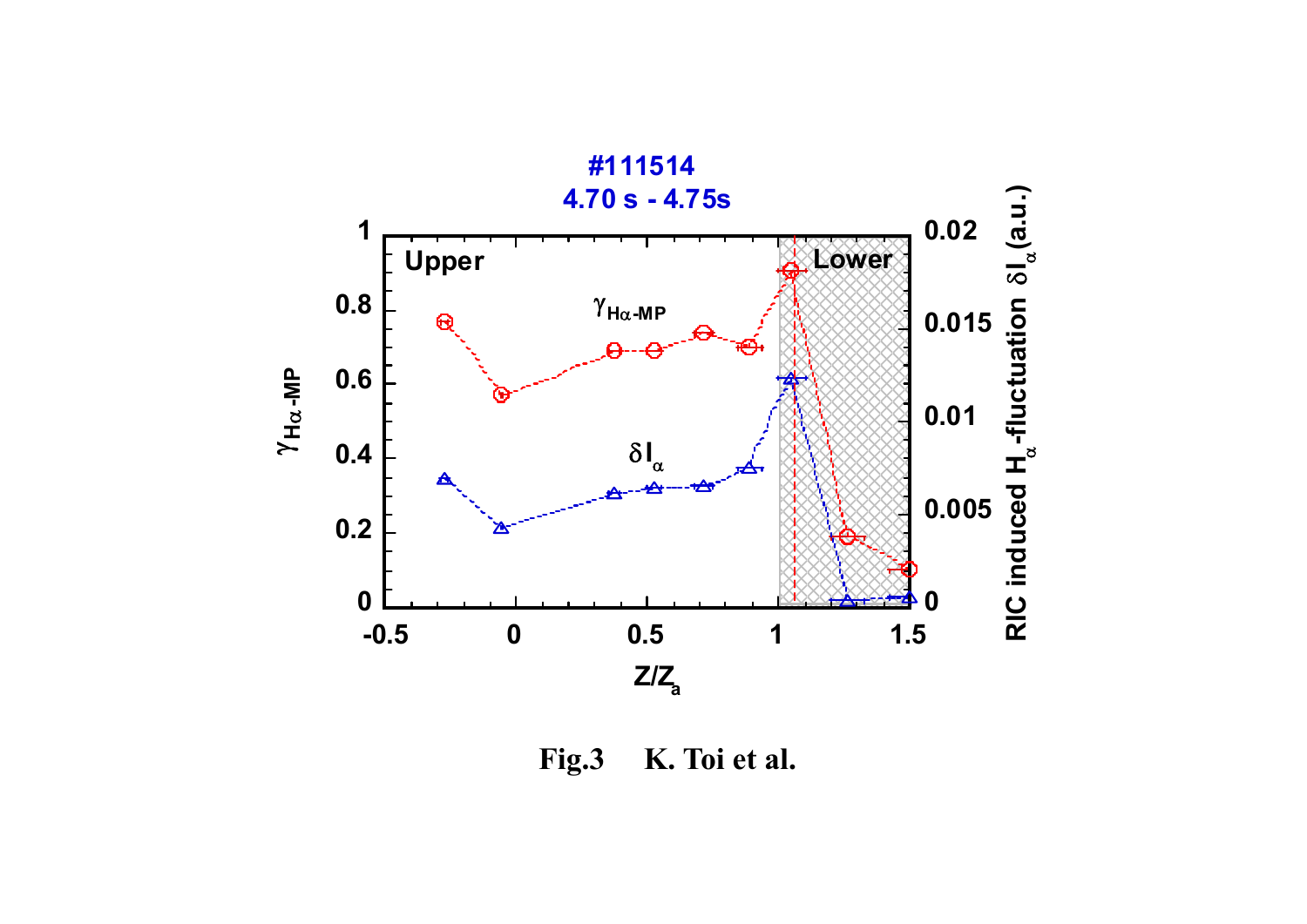#111514
4.70 s - 4.75s

Upper

Lower

$\gamma_{H\alpha\text{-MP}}$

$\delta I_\alpha$

$\gamma_{H\alpha\text{-MP}}$

RIC induced $H_\alpha$-fluctuation $\delta I_\alpha$ (a.u.)

$Z/Z_a$

Fig.3 K. Toi et al.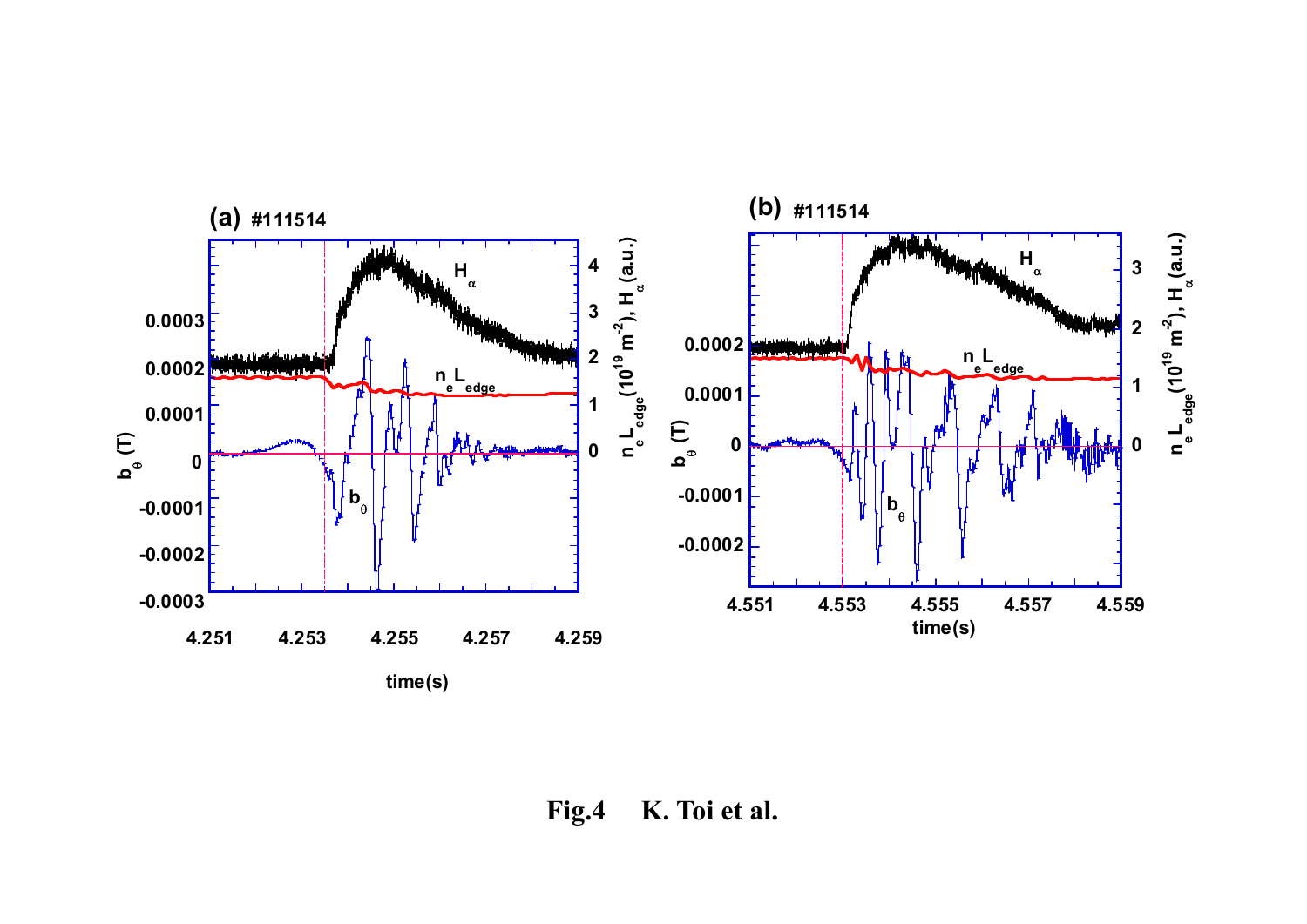**Fig.4  K. Toi et al.**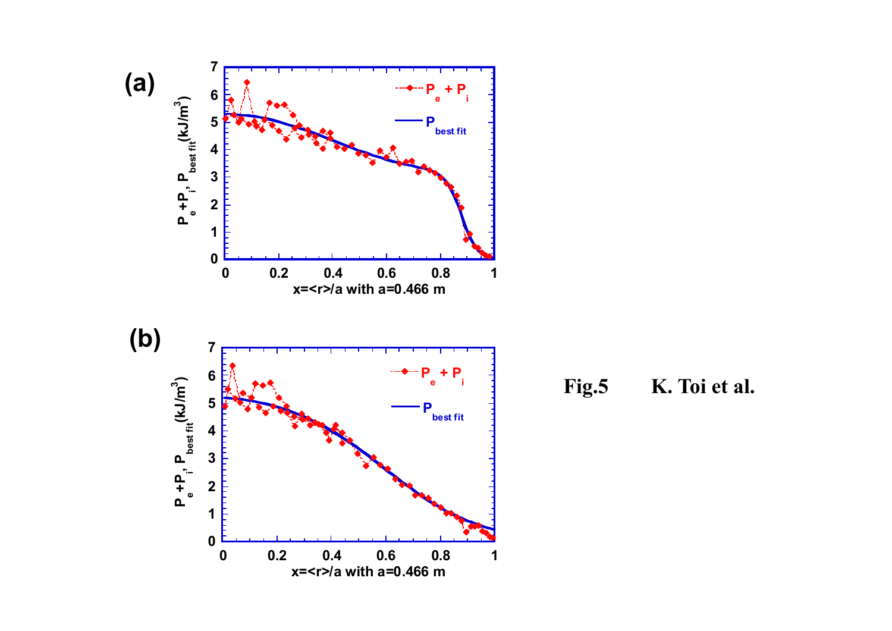(a)

(b)

Fig.5 K. Toi et al.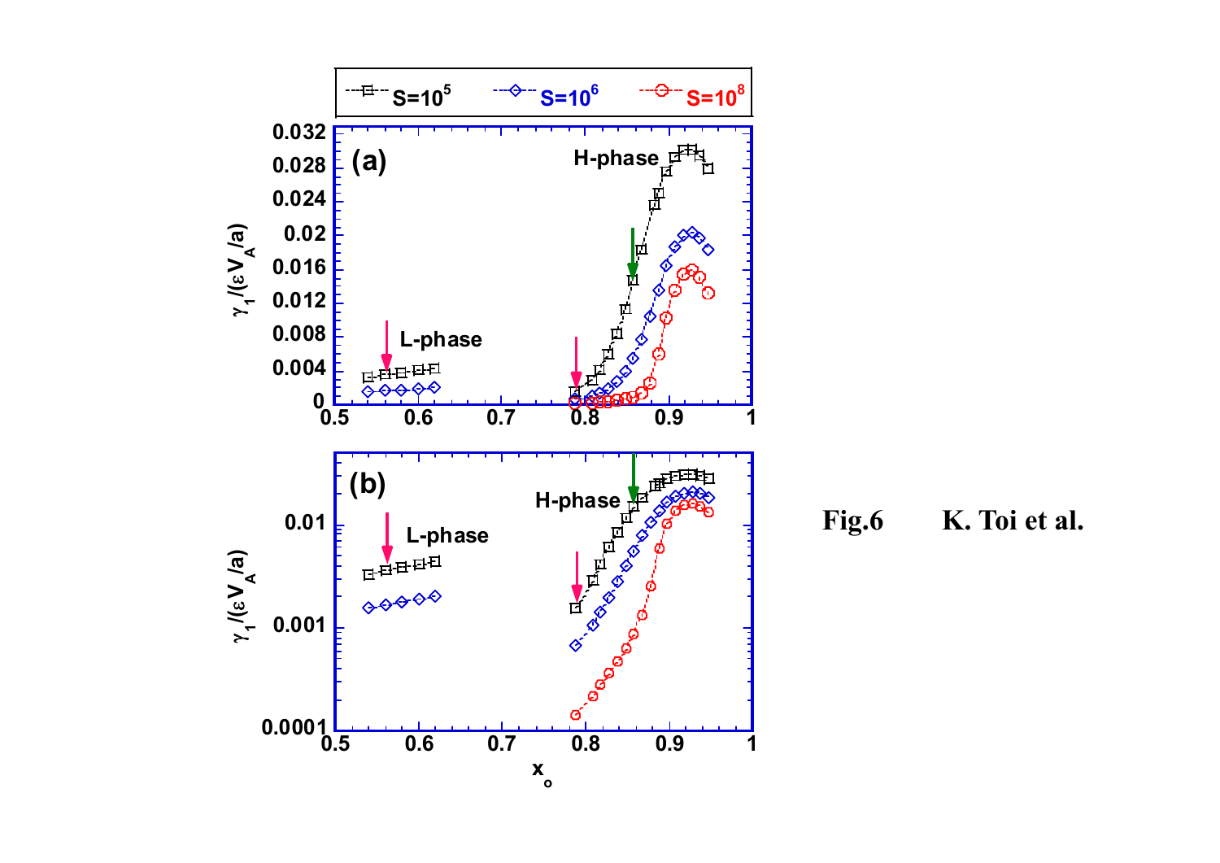Fig.6 K. Toi et al.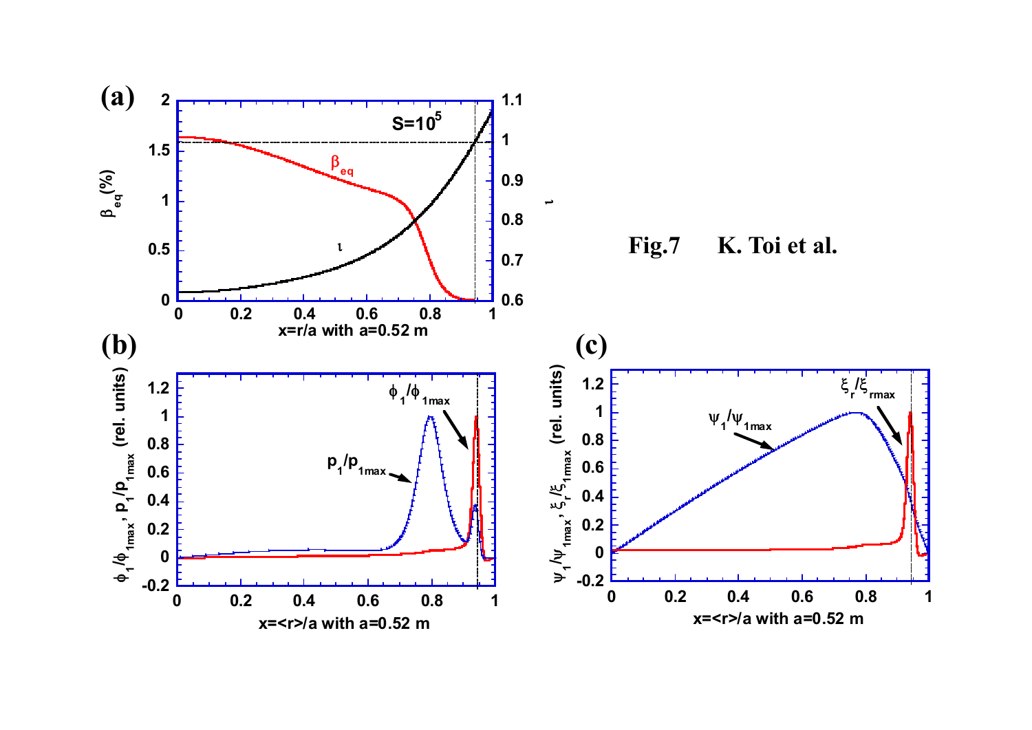Fig.7 K. Toi et al.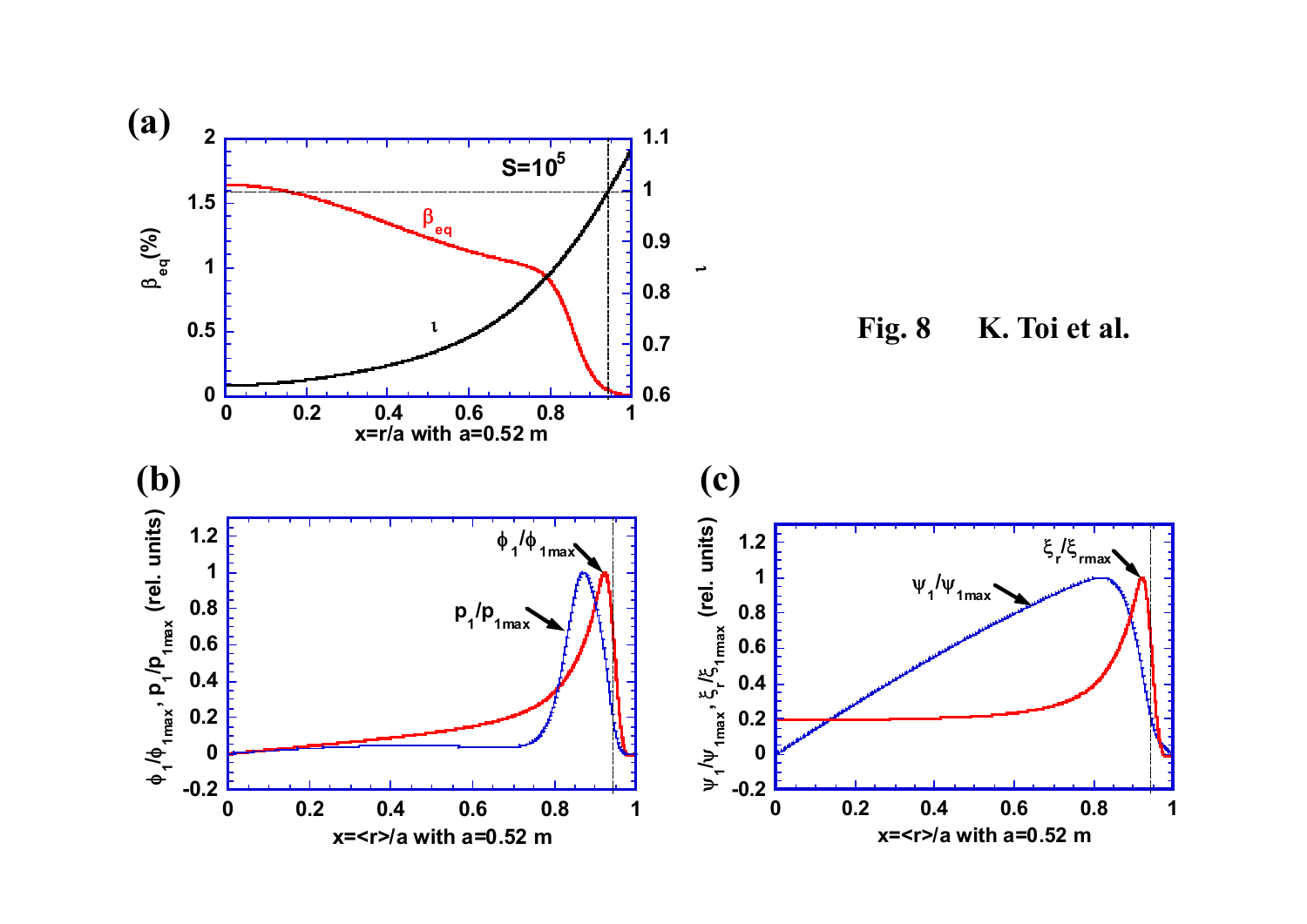**Fig. 8      K. Toi et al.**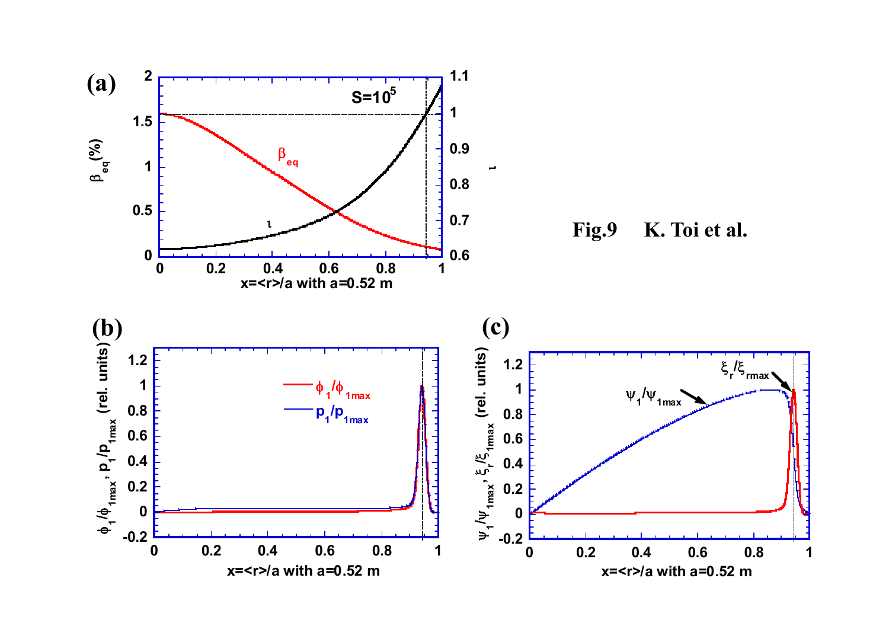(a)

$S=10^5$

$\beta_{eq}$(%)

$\iota$

$\beta_{eq}$

2

1.5

1

0.5

0

1.1

1

0.9

0.8

0.7

0.6

0 0.2 0.4 0.6 0.8 1

x=<r>/a with a=0.52 m

Fig.9 K. Toi et al.

(b)

$\phi_1/\phi_{1max}$, $p_1/p_{1max}$ (rel. units)

$\phi_1/\phi_{1max}$

$p_1/p_{1max}$

1.2

1

0.8

0.6

0.4

0.2

0

-0.2

0 0.2 0.4 0.6 0.8 1

x=<r>/a with a=0.52 m

(c)

$\psi_1/\psi_{1max}$, $\xi_r/\xi_{1max}$ (rel. units)

$\xi_r/\xi_{rmax}$

$\psi_1/\psi_{1max}$

1.2

1

0.8

0.6

0.4

0.2

0

-0.2

0 0.2 0.4 0.6 0.8 1

x=<r>/a with a=0.52 m